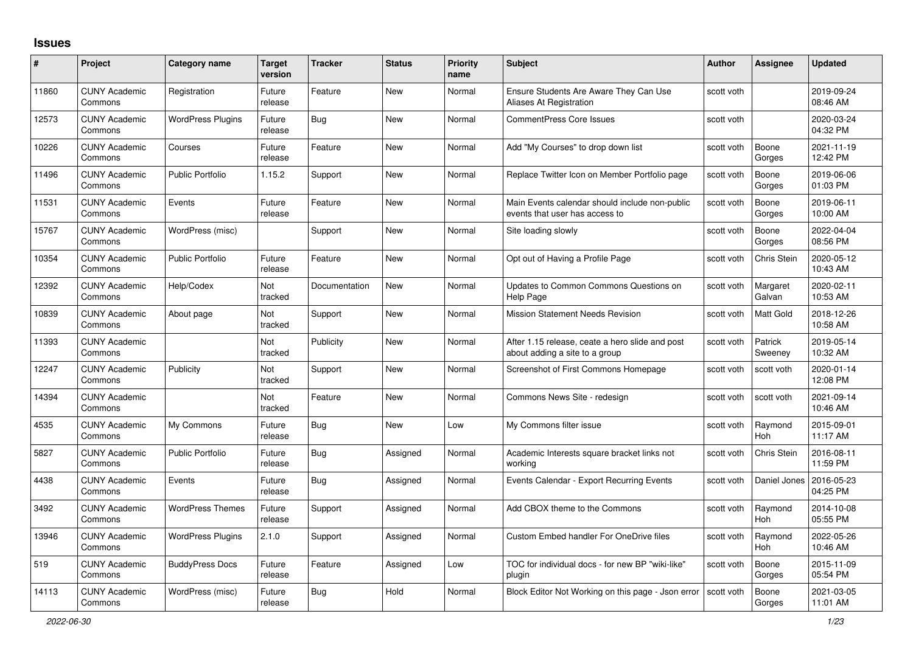# Issues

| # | Project | Category name | Target version | Tracker | Status | Priority name | Subject | Author | Assignee | Updated |
|---|---|---|---|---|---|---|---|---|---|---|
| 11860 | CUNY Academic Commons | Registration | Future release | Feature | New | Normal | Ensure Students Are Aware They Can Use Aliases At Registration | scott voth | | 2019-09-24 08:46 AM |
| 12573 | CUNY Academic Commons | WordPress Plugins | Future release | Bug | New | Normal | CommentPress Core Issues | scott voth | | 2020-03-24 04:32 PM |
| 10226 | CUNY Academic Commons | Courses | Future release | Feature | New | Normal | Add "My Courses" to drop down list | scott voth | Boone Gorges | 2021-11-19 12:42 PM |
| 11496 | CUNY Academic Commons | Public Portfolio | 1.15.2 | Support | New | Normal | Replace Twitter Icon on Member Portfolio page | scott voth | Boone Gorges | 2019-06-06 01:03 PM |
| 11531 | CUNY Academic Commons | Events | Future release | Feature | New | Normal | Main Events calendar should include non-public events that user has access to | scott voth | Boone Gorges | 2019-06-11 10:00 AM |
| 15767 | CUNY Academic Commons | WordPress (misc) | | Support | New | Normal | Site loading slowly | scott voth | Boone Gorges | 2022-04-04 08:56 PM |
| 10354 | CUNY Academic Commons | Public Portfolio | Future release | Feature | New | Normal | Opt out of Having a Profile Page | scott voth | Chris Stein | 2020-05-12 10:43 AM |
| 12392 | CUNY Academic Commons | Help/Codex | Not tracked | Documentation | New | Normal | Updates to Common Commons Questions on Help Page | scott voth | Margaret Galvan | 2020-02-11 10:53 AM |
| 10839 | CUNY Academic Commons | About page | Not tracked | Support | New | Normal | Mission Statement Needs Revision | scott voth | Matt Gold | 2018-12-26 10:58 AM |
| 11393 | CUNY Academic Commons | | Not tracked | Publicity | New | Normal | After 1.15 release, ceate a hero slide and post about adding a site to a group | scott voth | Patrick Sweeney | 2019-05-14 10:32 AM |
| 12247 | CUNY Academic Commons | Publicity | Not tracked | Support | New | Normal | Screenshot of First Commons Homepage | scott voth | scott voth | 2020-01-14 12:08 PM |
| 14394 | CUNY Academic Commons | | Not tracked | Feature | New | Normal | Commons News Site - redesign | scott voth | scott voth | 2021-09-14 10:46 AM |
| 4535 | CUNY Academic Commons | My Commons | Future release | Bug | New | Low | My Commons filter issue | scott voth | Raymond Hoh | 2015-09-01 11:17 AM |
| 5827 | CUNY Academic Commons | Public Portfolio | Future release | Bug | Assigned | Normal | Academic Interests square bracket links not working | scott voth | Chris Stein | 2016-08-11 11:59 PM |
| 4438 | CUNY Academic Commons | Events | Future release | Bug | Assigned | Normal | Events Calendar - Export Recurring Events | scott voth | Daniel Jones | 2016-05-23 04:25 PM |
| 3492 | CUNY Academic Commons | WordPress Themes | Future release | Support | Assigned | Normal | Add CBOX theme to the Commons | scott voth | Raymond Hoh | 2014-10-08 05:55 PM |
| 13946 | CUNY Academic Commons | WordPress Plugins | 2.1.0 | Support | Assigned | Normal | Custom Embed handler For OneDrive files | scott voth | Raymond Hoh | 2022-05-26 10:46 AM |
| 519 | CUNY Academic Commons | BuddyPress Docs | Future release | Feature | Assigned | Low | TOC for individual docs - for new BP "wiki-like" plugin | scott voth | Boone Gorges | 2015-11-09 05:54 PM |
| 14113 | CUNY Academic Commons | WordPress (misc) | Future release | Bug | Hold | Normal | Block Editor Not Working on this page - Json error | scott voth | Boone Gorges | 2021-03-05 11:01 AM |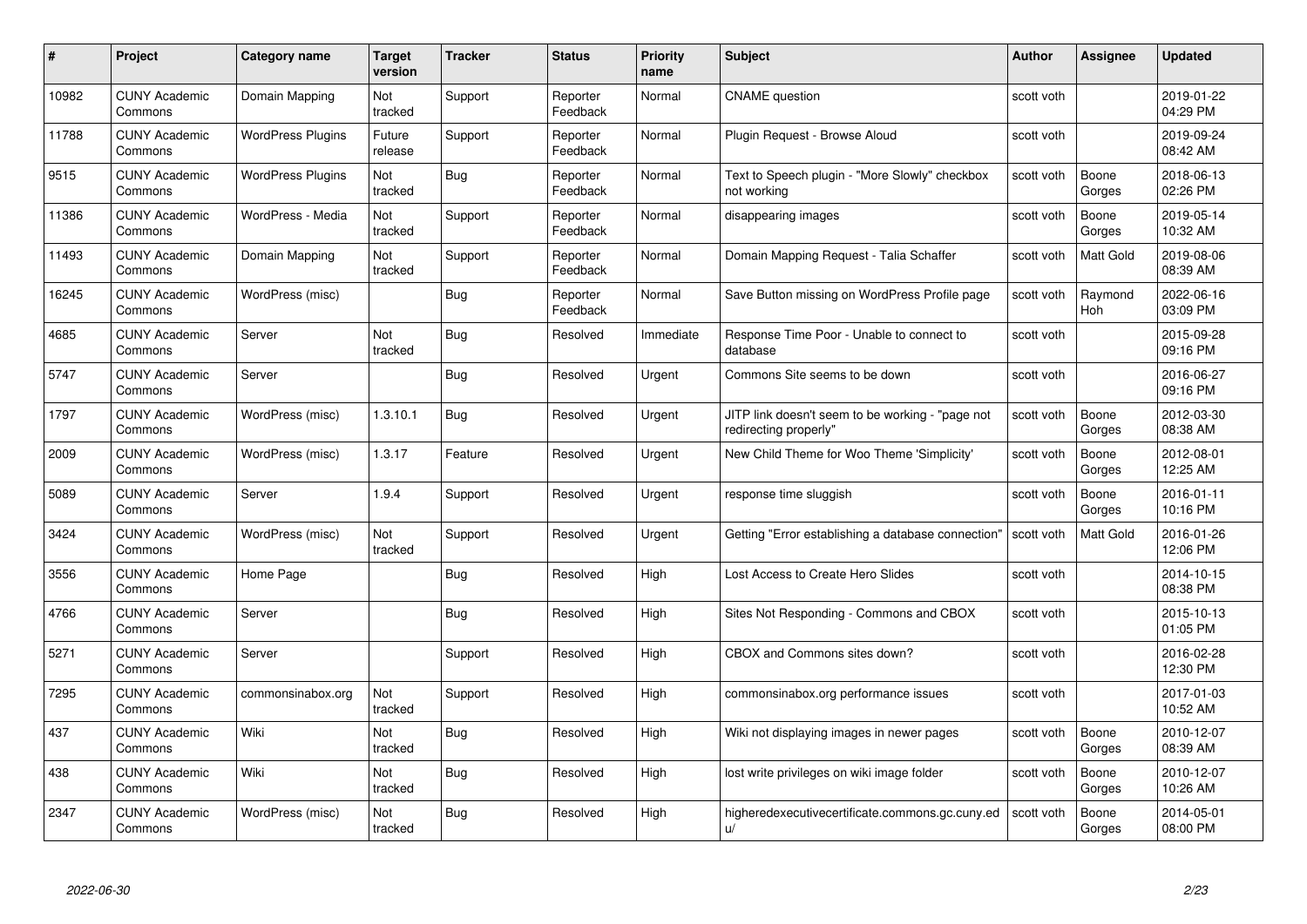| # | Project | Category name | Target version | Tracker | Status | Priority name | Subject | Author | Assignee | Updated |
|---|---|---|---|---|---|---|---|---|---|---|
| 10982 | CUNY Academic Commons | Domain Mapping | Not tracked | Support | Reporter Feedback | Normal | CNAME question | scott voth | | 2019-01-22 04:29 PM |
| 11788 | CUNY Academic Commons | WordPress Plugins | Future release | Support | Reporter Feedback | Normal | Plugin Request - Browse Aloud | scott voth | | 2019-09-24 08:42 AM |
| 9515 | CUNY Academic Commons | WordPress Plugins | Not tracked | Bug | Reporter Feedback | Normal | Text to Speech plugin - "More Slowly" checkbox not working | scott voth | Boone Gorges | 2018-06-13 02:26 PM |
| 11386 | CUNY Academic Commons | WordPress - Media | Not tracked | Support | Reporter Feedback | Normal | disappearing images | scott voth | Boone Gorges | 2019-05-14 10:32 AM |
| 11493 | CUNY Academic Commons | Domain Mapping | Not tracked | Support | Reporter Feedback | Normal | Domain Mapping Request - Talia Schaffer | scott voth | Matt Gold | 2019-08-06 08:39 AM |
| 16245 | CUNY Academic Commons | WordPress (misc) | | Bug | Reporter Feedback | Normal | Save Button missing on WordPress Profile page | scott voth | Raymond Hoh | 2022-06-16 03:09 PM |
| 4685 | CUNY Academic Commons | Server | Not tracked | Bug | Resolved | Immediate | Response Time Poor - Unable to connect to database | scott voth | | 2015-09-28 09:16 PM |
| 5747 | CUNY Academic Commons | Server | | Bug | Resolved | Urgent | Commons Site seems to be down | scott voth | | 2016-06-27 09:16 PM |
| 1797 | CUNY Academic Commons | WordPress (misc) | 1.3.10.1 | Bug | Resolved | Urgent | JITP link doesn't seem to be working - "page not redirecting properly" | scott voth | Boone Gorges | 2012-03-30 08:38 AM |
| 2009 | CUNY Academic Commons | WordPress (misc) | 1.3.17 | Feature | Resolved | Urgent | New Child Theme for Woo Theme 'Simplicity' | scott voth | Boone Gorges | 2012-08-01 12:25 AM |
| 5089 | CUNY Academic Commons | Server | 1.9.4 | Support | Resolved | Urgent | response time sluggish | scott voth | Boone Gorges | 2016-01-11 10:16 PM |
| 3424 | CUNY Academic Commons | WordPress (misc) | Not tracked | Support | Resolved | Urgent | Getting "Error establishing a database connection" | scott voth | Matt Gold | 2016-01-26 12:06 PM |
| 3556 | CUNY Academic Commons | Home Page | | Bug | Resolved | High | Lost Access to Create Hero Slides | scott voth | | 2014-10-15 08:38 PM |
| 4766 | CUNY Academic Commons | Server | | Bug | Resolved | High | Sites Not Responding - Commons and CBOX | scott voth | | 2015-10-13 01:05 PM |
| 5271 | CUNY Academic Commons | Server | | Support | Resolved | High | CBOX and Commons sites down? | scott voth | | 2016-02-28 12:30 PM |
| 7295 | CUNY Academic Commons | commonsinabox.org | Not tracked | Support | Resolved | High | commonsinabox.org performance issues | scott voth | | 2017-01-03 10:52 AM |
| 437 | CUNY Academic Commons | Wiki | Not tracked | Bug | Resolved | High | Wiki not displaying images in newer pages | scott voth | Boone Gorges | 2010-12-07 08:39 AM |
| 438 | CUNY Academic Commons | Wiki | Not tracked | Bug | Resolved | High | lost write privileges on wiki image folder | scott voth | Boone Gorges | 2010-12-07 10:26 AM |
| 2347 | CUNY Academic Commons | WordPress (misc) | Not tracked | Bug | Resolved | High | higheredexecutivecertificate.commons.gc.cuny.edu/ | scott voth | Boone Gorges | 2014-05-01 08:00 PM |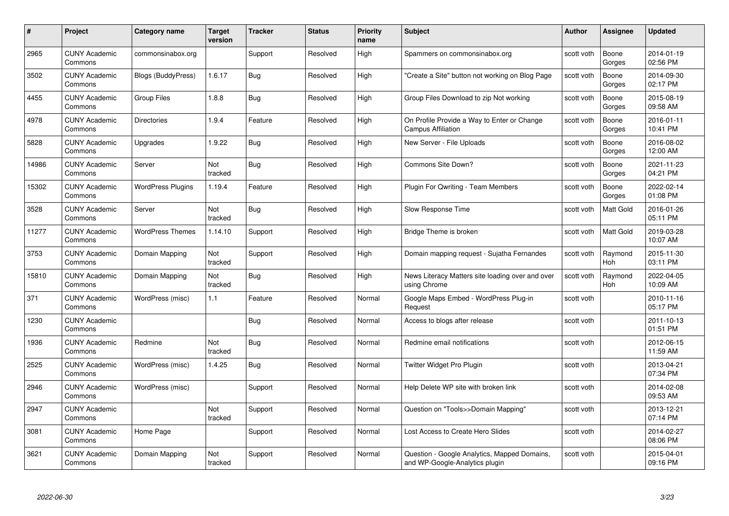| # | Project | Category name | Target version | Tracker | Status | Priority name | Subject | Author | Assignee | Updated |
|---|---|---|---|---|---|---|---|---|---|---|
| 2965 | CUNY Academic Commons | commonsinabox.org | | Support | Resolved | High | Spammers on commonsinabox.org | scott voth | Boone Gorges | 2014-01-19 02:56 PM |
| 3502 | CUNY Academic Commons | Blogs (BuddyPress) | 1.6.17 | Bug | Resolved | High | "Create a Site" button not working on Blog Page | scott voth | Boone Gorges | 2014-09-30 02:17 PM |
| 4455 | CUNY Academic Commons | Group Files | 1.8.8 | Bug | Resolved | High | Group Files Download to zip Not working | scott voth | Boone Gorges | 2015-08-19 09:58 AM |
| 4978 | CUNY Academic Commons | Directories | 1.9.4 | Feature | Resolved | High | On Profile Provide a Way to Enter or Change Campus Affiliation | scott voth | Boone Gorges | 2016-01-11 10:41 PM |
| 5828 | CUNY Academic Commons | Upgrades | 1.9.22 | Bug | Resolved | High | New Server - File Uploads | scott voth | Boone Gorges | 2016-08-02 12:00 AM |
| 14986 | CUNY Academic Commons | Server | Not tracked | Bug | Resolved | High | Commons Site Down? | scott voth | Boone Gorges | 2021-11-23 04:21 PM |
| 15302 | CUNY Academic Commons | WordPress Plugins | 1.19.4 | Feature | Resolved | High | Plugin For Qwriting - Team Members | scott voth | Boone Gorges | 2022-02-14 01:08 PM |
| 3528 | CUNY Academic Commons | Server | Not tracked | Bug | Resolved | High | Slow Response Time | scott voth | Matt Gold | 2016-01-26 05:11 PM |
| 11277 | CUNY Academic Commons | WordPress Themes | 1.14.10 | Support | Resolved | High | Bridge Theme is broken | scott voth | Matt Gold | 2019-03-28 10:07 AM |
| 3753 | CUNY Academic Commons | Domain Mapping | Not tracked | Support | Resolved | High | Domain mapping request - Sujatha Fernandes | scott voth | Raymond Hoh | 2015-11-30 03:11 PM |
| 15810 | CUNY Academic Commons | Domain Mapping | Not tracked | Bug | Resolved | High | News Literacy Matters site loading over and over using Chrome | scott voth | Raymond Hoh | 2022-04-05 10:09 AM |
| 371 | CUNY Academic Commons | WordPress (misc) | 1.1 | Feature | Resolved | Normal | Google Maps Embed - WordPress Plug-in Request | scott voth | | 2010-11-16 05:17 PM |
| 1230 | CUNY Academic Commons | | | Bug | Resolved | Normal | Access to blogs after release | scott voth | | 2011-10-13 01:51 PM |
| 1936 | CUNY Academic Commons | Redmine | Not tracked | Bug | Resolved | Normal | Redmine email notifications | scott voth | | 2012-06-15 11:59 AM |
| 2525 | CUNY Academic Commons | WordPress (misc) | 1.4.25 | Bug | Resolved | Normal | Twitter Widget Pro Plugin | scott voth | | 2013-04-21 07:34 PM |
| 2946 | CUNY Academic Commons | WordPress (misc) | | Support | Resolved | Normal | Help Delete WP site with broken link | scott voth | | 2014-02-08 09:53 AM |
| 2947 | CUNY Academic Commons | | Not tracked | Support | Resolved | Normal | Question on "Tools>>Domain Mapping" | scott voth | | 2013-12-21 07:14 PM |
| 3081 | CUNY Academic Commons | Home Page | | Support | Resolved | Normal | Lost Access to Create Hero Slides | scott voth | | 2014-02-27 08:06 PM |
| 3621 | CUNY Academic Commons | Domain Mapping | Not tracked | Support | Resolved | Normal | Question - Google Analytics, Mapped Domains, and WP-Google-Analytics plugin | scott voth | | 2015-04-01 09:16 PM |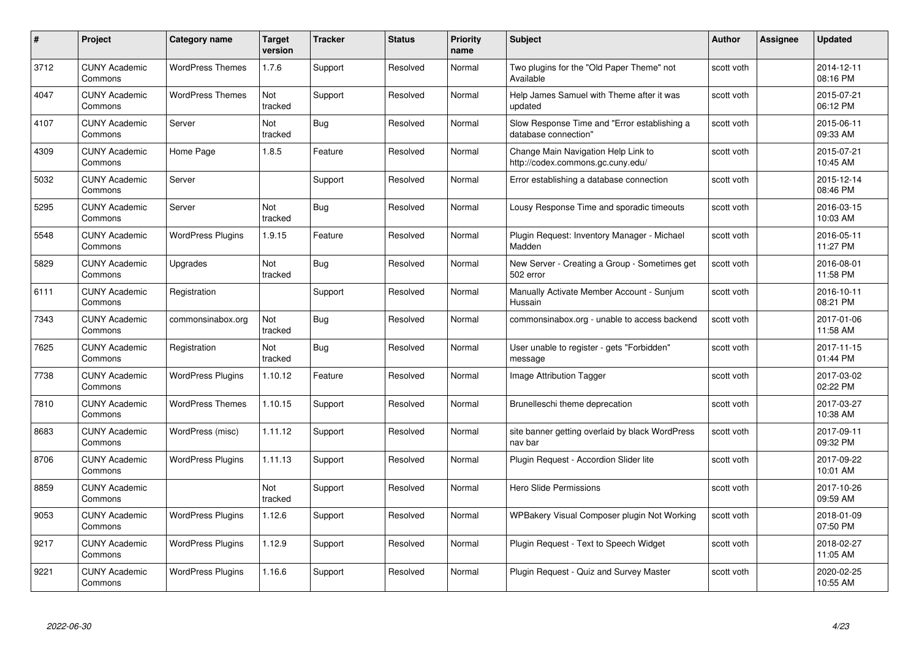| # | Project | Category name | Target version | Tracker | Status | Priority name | Subject | Author | Assignee | Updated |
|---|---|---|---|---|---|---|---|---|---|---|
| 3712 | CUNY Academic Commons | WordPress Themes | 1.7.6 | Support | Resolved | Normal | Two plugins for the "Old Paper Theme" not Available | scott voth | | 2014-12-11 08:16 PM |
| 4047 | CUNY Academic Commons | WordPress Themes | Not tracked | Support | Resolved | Normal | Help James Samuel with Theme after it was updated | scott voth | | 2015-07-21 06:12 PM |
| 4107 | CUNY Academic Commons | Server | Not tracked | Bug | Resolved | Normal | Slow Response Time and "Error establishing a database connection" | scott voth | | 2015-06-11 09:33 AM |
| 4309 | CUNY Academic Commons | Home Page | 1.8.5 | Feature | Resolved | Normal | Change Main Navigation Help Link to http://codex.commons.gc.cuny.edu/ | scott voth | | 2015-07-21 10:45 AM |
| 5032 | CUNY Academic Commons | Server | | Support | Resolved | Normal | Error establishing a database connection | scott voth | | 2015-12-14 08:46 PM |
| 5295 | CUNY Academic Commons | Server | Not tracked | Bug | Resolved | Normal | Lousy Response Time and sporadic timeouts | scott voth | | 2016-03-15 10:03 AM |
| 5548 | CUNY Academic Commons | WordPress Plugins | 1.9.15 | Feature | Resolved | Normal | Plugin Request: Inventory Manager - Michael Madden | scott voth | | 2016-05-11 11:27 PM |
| 5829 | CUNY Academic Commons | Upgrades | Not tracked | Bug | Resolved | Normal | New Server - Creating a Group - Sometimes get 502 error | scott voth | | 2016-08-01 11:58 PM |
| 6111 | CUNY Academic Commons | Registration | | Support | Resolved | Normal | Manually Activate Member Account - Sunjum Hussain | scott voth | | 2016-10-11 08:21 PM |
| 7343 | CUNY Academic Commons | commonsinabox.org | Not tracked | Bug | Resolved | Normal | commonsinabox.org - unable to access backend | scott voth | | 2017-01-06 11:58 AM |
| 7625 | CUNY Academic Commons | Registration | Not tracked | Bug | Resolved | Normal | User unable to register - gets "Forbidden" message | scott voth | | 2017-11-15 01:44 PM |
| 7738 | CUNY Academic Commons | WordPress Plugins | 1.10.12 | Feature | Resolved | Normal | Image Attribution Tagger | scott voth | | 2017-03-02 02:22 PM |
| 7810 | CUNY Academic Commons | WordPress Themes | 1.10.15 | Support | Resolved | Normal | Brunelleschi theme deprecation | scott voth | | 2017-03-27 10:38 AM |
| 8683 | CUNY Academic Commons | WordPress (misc) | 1.11.12 | Support | Resolved | Normal | site banner getting overlaid by black WordPress nav bar | scott voth | | 2017-09-11 09:32 PM |
| 8706 | CUNY Academic Commons | WordPress Plugins | 1.11.13 | Support | Resolved | Normal | Plugin Request - Accordion Slider lite | scott voth | | 2017-09-22 10:01 AM |
| 8859 | CUNY Academic Commons | | Not tracked | Support | Resolved | Normal | Hero Slide Permissions | scott voth | | 2017-10-26 09:59 AM |
| 9053 | CUNY Academic Commons | WordPress Plugins | 1.12.6 | Support | Resolved | Normal | WPBakery Visual Composer plugin Not Working | scott voth | | 2018-01-09 07:50 PM |
| 9217 | CUNY Academic Commons | WordPress Plugins | 1.12.9 | Support | Resolved | Normal | Plugin Request - Text to Speech Widget | scott voth | | 2018-02-27 11:05 AM |
| 9221 | CUNY Academic Commons | WordPress Plugins | 1.16.6 | Support | Resolved | Normal | Plugin Request - Quiz and Survey Master | scott voth | | 2020-02-25 10:55 AM |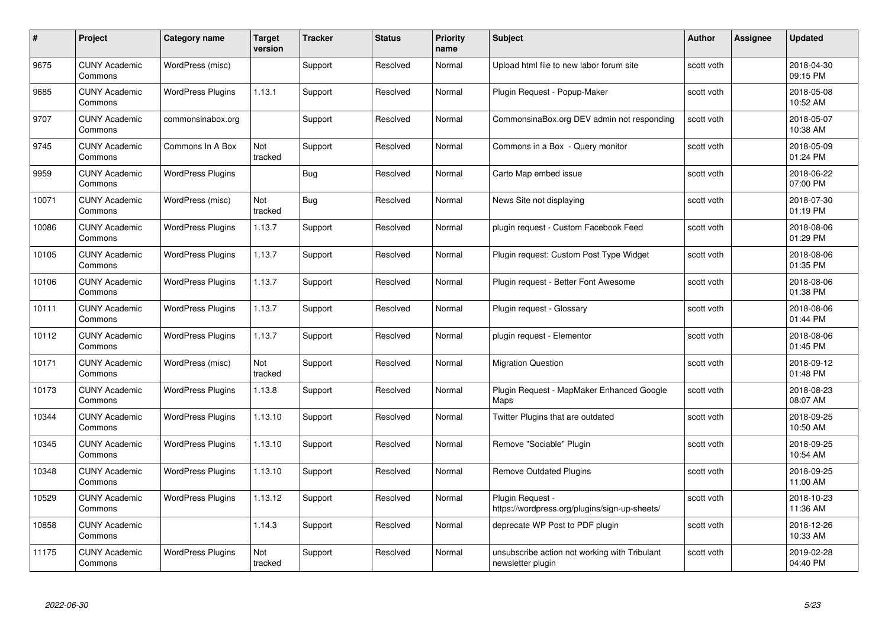| # | Project | Category name | Target version | Tracker | Status | Priority name | Subject | Author | Assignee | Updated |
|---|---|---|---|---|---|---|---|---|---|---|
| 9675 | CUNY Academic Commons | WordPress (misc) | | Support | Resolved | Normal | Upload html file to new labor forum site | scott voth | | 2018-04-30 09:15 PM |
| 9685 | CUNY Academic Commons | WordPress Plugins | 1.13.1 | Support | Resolved | Normal | Plugin Request - Popup-Maker | scott voth | | 2018-05-08 10:52 AM |
| 9707 | CUNY Academic Commons | commonsinabox.org | | Support | Resolved | Normal | CommonsinaBox.org DEV admin not responding | scott voth | | 2018-05-07 10:38 AM |
| 9745 | CUNY Academic Commons | Commons In A Box | Not tracked | Support | Resolved | Normal | Commons in a Box - Query monitor | scott voth | | 2018-05-09 01:24 PM |
| 9959 | CUNY Academic Commons | WordPress Plugins | | Bug | Resolved | Normal | Carto Map embed issue | scott voth | | 2018-06-22 07:00 PM |
| 10071 | CUNY Academic Commons | WordPress (misc) | Not tracked | Bug | Resolved | Normal | News Site not displaying | scott voth | | 2018-07-30 01:19 PM |
| 10086 | CUNY Academic Commons | WordPress Plugins | 1.13.7 | Support | Resolved | Normal | plugin request - Custom Facebook Feed | scott voth | | 2018-08-06 01:29 PM |
| 10105 | CUNY Academic Commons | WordPress Plugins | 1.13.7 | Support | Resolved | Normal | Plugin request: Custom Post Type Widget | scott voth | | 2018-08-06 01:35 PM |
| 10106 | CUNY Academic Commons | WordPress Plugins | 1.13.7 | Support | Resolved | Normal | Plugin request - Better Font Awesome | scott voth | | 2018-08-06 01:38 PM |
| 10111 | CUNY Academic Commons | WordPress Plugins | 1.13.7 | Support | Resolved | Normal | Plugin request - Glossary | scott voth | | 2018-08-06 01:44 PM |
| 10112 | CUNY Academic Commons | WordPress Plugins | 1.13.7 | Support | Resolved | Normal | plugin request - Elementor | scott voth | | 2018-08-06 01:45 PM |
| 10171 | CUNY Academic Commons | WordPress (misc) | Not tracked | Support | Resolved | Normal | Migration Question | scott voth | | 2018-09-12 01:48 PM |
| 10173 | CUNY Academic Commons | WordPress Plugins | 1.13.8 | Support | Resolved | Normal | Plugin Request - MapMaker Enhanced Google Maps | scott voth | | 2018-08-23 08:07 AM |
| 10344 | CUNY Academic Commons | WordPress Plugins | 1.13.10 | Support | Resolved | Normal | Twitter Plugins that are outdated | scott voth | | 2018-09-25 10:50 AM |
| 10345 | CUNY Academic Commons | WordPress Plugins | 1.13.10 | Support | Resolved | Normal | Remove "Sociable" Plugin | scott voth | | 2018-09-25 10:54 AM |
| 10348 | CUNY Academic Commons | WordPress Plugins | 1.13.10 | Support | Resolved | Normal | Remove Outdated Plugins | scott voth | | 2018-09-25 11:00 AM |
| 10529 | CUNY Academic Commons | WordPress Plugins | 1.13.12 | Support | Resolved | Normal | Plugin Request - https://wordpress.org/plugins/sign-up-sheets/ | scott voth | | 2018-10-23 11:36 AM |
| 10858 | CUNY Academic Commons | | 1.14.3 | Support | Resolved | Normal | deprecate WP Post to PDF plugin | scott voth | | 2018-12-26 10:33 AM |
| 11175 | CUNY Academic Commons | WordPress Plugins | Not tracked | Support | Resolved | Normal | unsubscribe action not working with Tribulant newsletter plugin | scott voth | | 2019-02-28 04:40 PM |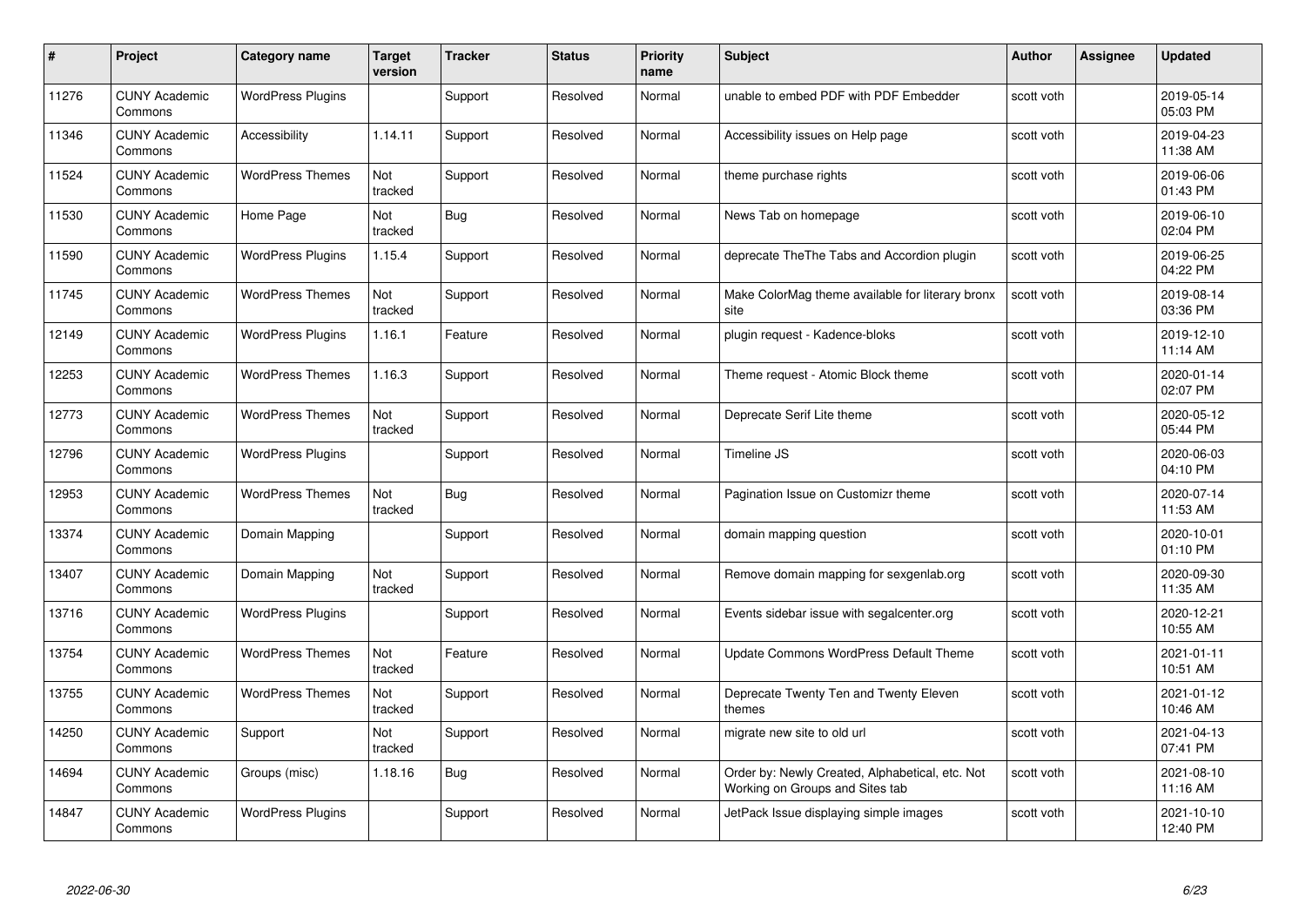| # | Project | Category name | Target version | Tracker | Status | Priority name | Subject | Author | Assignee | Updated |
|---|---|---|---|---|---|---|---|---|---|---|
| 11276 | CUNY Academic Commons | WordPress Plugins | | Support | Resolved | Normal | unable to embed PDF with PDF Embedder | scott voth | | 2019-05-14 05:03 PM |
| 11346 | CUNY Academic Commons | Accessibility | 1.14.11 | Support | Resolved | Normal | Accessibility issues on Help page | scott voth | | 2019-04-23 11:38 AM |
| 11524 | CUNY Academic Commons | WordPress Themes | Not tracked | Support | Resolved | Normal | theme purchase rights | scott voth | | 2019-06-06 01:43 PM |
| 11530 | CUNY Academic Commons | Home Page | Not tracked | Bug | Resolved | Normal | News Tab on homepage | scott voth | | 2019-06-10 02:04 PM |
| 11590 | CUNY Academic Commons | WordPress Plugins | 1.15.4 | Support | Resolved | Normal | deprecate TheThe Tabs and Accordion plugin | scott voth | | 2019-06-25 04:22 PM |
| 11745 | CUNY Academic Commons | WordPress Themes | Not tracked | Support | Resolved | Normal | Make ColorMag theme available for literary bronx site | scott voth | | 2019-08-14 03:36 PM |
| 12149 | CUNY Academic Commons | WordPress Plugins | 1.16.1 | Feature | Resolved | Normal | plugin request - Kadence-bloks | scott voth | | 2019-12-10 11:14 AM |
| 12253 | CUNY Academic Commons | WordPress Themes | 1.16.3 | Support | Resolved | Normal | Theme request - Atomic Block theme | scott voth | | 2020-01-14 02:07 PM |
| 12773 | CUNY Academic Commons | WordPress Themes | Not tracked | Support | Resolved | Normal | Deprecate Serif Lite theme | scott voth | | 2020-05-12 05:44 PM |
| 12796 | CUNY Academic Commons | WordPress Plugins | | Support | Resolved | Normal | Timeline JS | scott voth | | 2020-06-03 04:10 PM |
| 12953 | CUNY Academic Commons | WordPress Themes | Not tracked | Bug | Resolved | Normal | Pagination Issue on Customizr theme | scott voth | | 2020-07-14 11:53 AM |
| 13374 | CUNY Academic Commons | Domain Mapping | | Support | Resolved | Normal | domain mapping question | scott voth | | 2020-10-01 01:10 PM |
| 13407 | CUNY Academic Commons | Domain Mapping | Not tracked | Support | Resolved | Normal | Remove domain mapping for sexgenlab.org | scott voth | | 2020-09-30 11:35 AM |
| 13716 | CUNY Academic Commons | WordPress Plugins | | Support | Resolved | Normal | Events sidebar issue with segalcenter.org | scott voth | | 2020-12-21 10:55 AM |
| 13754 | CUNY Academic Commons | WordPress Themes | Not tracked | Feature | Resolved | Normal | Update Commons WordPress Default Theme | scott voth | | 2021-01-11 10:51 AM |
| 13755 | CUNY Academic Commons | WordPress Themes | Not tracked | Support | Resolved | Normal | Deprecate Twenty Ten and Twenty Eleven themes | scott voth | | 2021-01-12 10:46 AM |
| 14250 | CUNY Academic Commons | Support | Not tracked | Support | Resolved | Normal | migrate new site to old url | scott voth | | 2021-04-13 07:41 PM |
| 14694 | CUNY Academic Commons | Groups (misc) | 1.18.16 | Bug | Resolved | Normal | Order by: Newly Created, Alphabetical, etc. Not Working on Groups and Sites tab | scott voth | | 2021-08-10 11:16 AM |
| 14847 | CUNY Academic Commons | WordPress Plugins | | Support | Resolved | Normal | JetPack Issue displaying simple images | scott voth | | 2021-10-10 12:40 PM |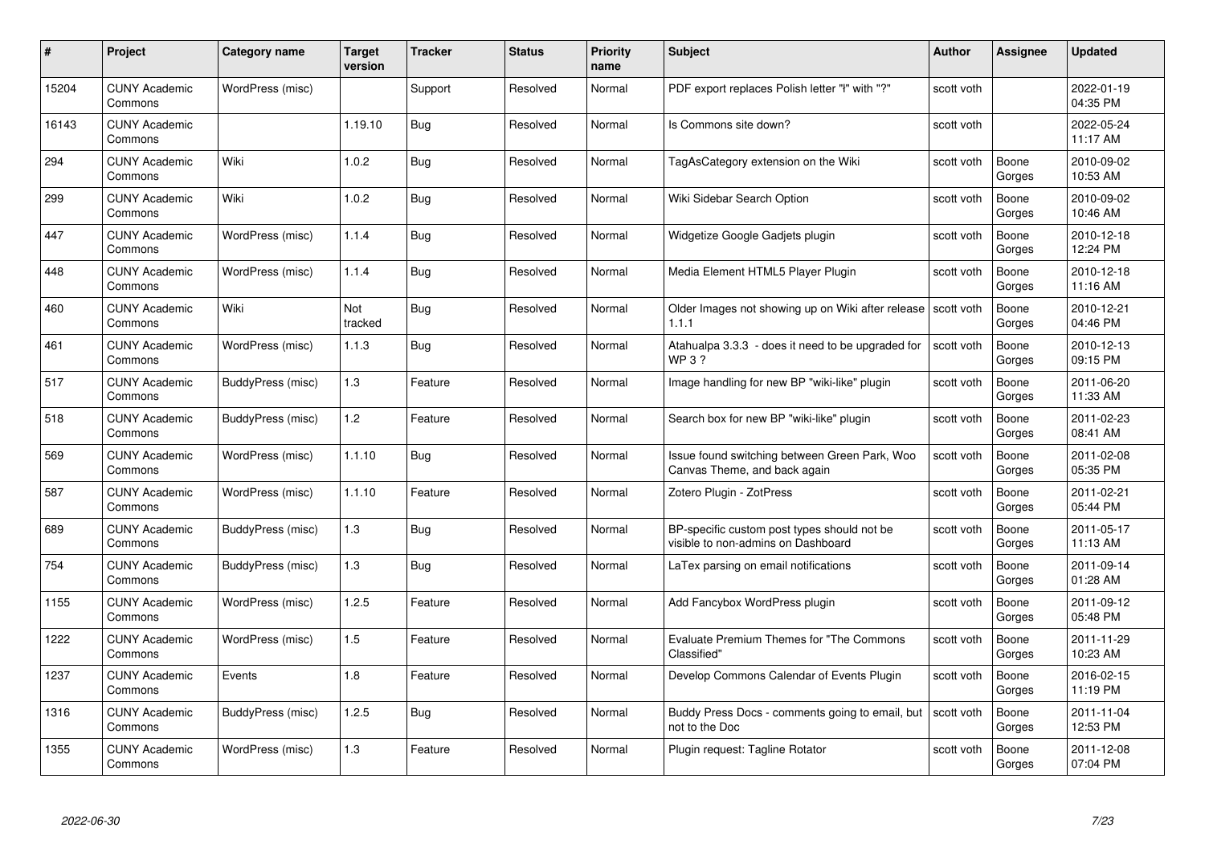| # | Project | Category name | Target version | Tracker | Status | Priority name | Subject | Author | Assignee | Updated |
|---|---|---|---|---|---|---|---|---|---|---|
| 15204 | CUNY Academic Commons | WordPress (misc) | | Support | Resolved | Normal | PDF export replaces Polish letter "ł" with "?" | scott voth | | 2022-01-19 04:35 PM |
| 16143 | CUNY Academic Commons | | 1.19.10 | Bug | Resolved | Normal | Is Commons site down? | scott voth | | 2022-05-24 11:17 AM |
| 294 | CUNY Academic Commons | Wiki | 1.0.2 | Bug | Resolved | Normal | TagAsCategory extension on the Wiki | scott voth | Boone Gorges | 2010-09-02 10:53 AM |
| 299 | CUNY Academic Commons | Wiki | 1.0.2 | Bug | Resolved | Normal | Wiki Sidebar Search Option | scott voth | Boone Gorges | 2010-09-02 10:46 AM |
| 447 | CUNY Academic Commons | WordPress (misc) | 1.1.4 | Bug | Resolved | Normal | Widgetize Google Gadjets plugin | scott voth | Boone Gorges | 2010-12-18 12:24 PM |
| 448 | CUNY Academic Commons | WordPress (misc) | 1.1.4 | Bug | Resolved | Normal | Media Element HTML5 Player Plugin | scott voth | Boone Gorges | 2010-12-18 11:16 AM |
| 460 | CUNY Academic Commons | Wiki | Not tracked | Bug | Resolved | Normal | Older Images not showing up on Wiki after release 1.1.1 | scott voth | Boone Gorges | 2010-12-21 04:46 PM |
| 461 | CUNY Academic Commons | WordPress (misc) | 1.1.3 | Bug | Resolved | Normal | Atahualpa 3.3.3 - does it need to be upgraded for WP 3 ? | scott voth | Boone Gorges | 2010-12-13 09:15 PM |
| 517 | CUNY Academic Commons | BuddyPress (misc) | 1.3 | Feature | Resolved | Normal | Image handling for new BP "wiki-like" plugin | scott voth | Boone Gorges | 2011-06-20 11:33 AM |
| 518 | CUNY Academic Commons | BuddyPress (misc) | 1.2 | Feature | Resolved | Normal | Search box for new BP "wiki-like" plugin | scott voth | Boone Gorges | 2011-02-23 08:41 AM |
| 569 | CUNY Academic Commons | WordPress (misc) | 1.1.10 | Bug | Resolved | Normal | Issue found switching between Green Park, Woo Canvas Theme, and back again | scott voth | Boone Gorges | 2011-02-08 05:35 PM |
| 587 | CUNY Academic Commons | WordPress (misc) | 1.1.10 | Feature | Resolved | Normal | Zotero Plugin - ZotPress | scott voth | Boone Gorges | 2011-02-21 05:44 PM |
| 689 | CUNY Academic Commons | BuddyPress (misc) | 1.3 | Bug | Resolved | Normal | BP-specific custom post types should not be visible to non-admins on Dashboard | scott voth | Boone Gorges | 2011-05-17 11:13 AM |
| 754 | CUNY Academic Commons | BuddyPress (misc) | 1.3 | Bug | Resolved | Normal | LaTex parsing on email notifications | scott voth | Boone Gorges | 2011-09-14 01:28 AM |
| 1155 | CUNY Academic Commons | WordPress (misc) | 1.2.5 | Feature | Resolved | Normal | Add Fancybox WordPress plugin | scott voth | Boone Gorges | 2011-09-12 05:48 PM |
| 1222 | CUNY Academic Commons | WordPress (misc) | 1.5 | Feature | Resolved | Normal | Evaluate Premium Themes for "The Commons Classified" | scott voth | Boone Gorges | 2011-11-29 10:23 AM |
| 1237 | CUNY Academic Commons | Events | 1.8 | Feature | Resolved | Normal | Develop Commons Calendar of Events Plugin | scott voth | Boone Gorges | 2016-02-15 11:19 PM |
| 1316 | CUNY Academic Commons | BuddyPress (misc) | 1.2.5 | Bug | Resolved | Normal | Buddy Press Docs - comments going to email, but not to the Doc | scott voth | Boone Gorges | 2011-11-04 12:53 PM |
| 1355 | CUNY Academic Commons | WordPress (misc) | 1.3 | Feature | Resolved | Normal | Plugin request: Tagline Rotator | scott voth | Boone Gorges | 2011-12-08 07:04 PM |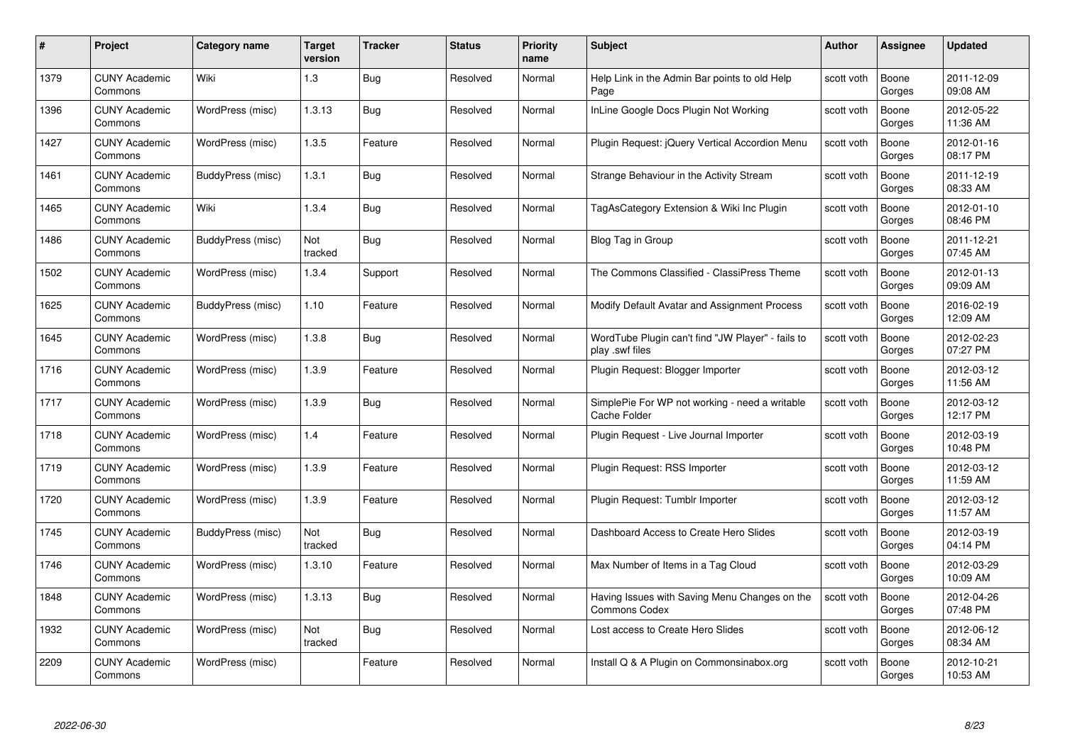| # | Project | Category name | Target version | Tracker | Status | Priority name | Subject | Author | Assignee | Updated |
|---|---|---|---|---|---|---|---|---|---|---|
| 1379 | CUNY Academic Commons | Wiki | 1.3 | Bug | Resolved | Normal | Help Link in the Admin Bar points to old Help Page | scott voth | Boone Gorges | 2011-12-09 09:08 AM |
| 1396 | CUNY Academic Commons | WordPress (misc) | 1.3.13 | Bug | Resolved | Normal | InLine Google Docs Plugin Not Working | scott voth | Boone Gorges | 2012-05-22 11:36 AM |
| 1427 | CUNY Academic Commons | WordPress (misc) | 1.3.5 | Feature | Resolved | Normal | Plugin Request: jQuery Vertical Accordion Menu | scott voth | Boone Gorges | 2012-01-16 08:17 PM |
| 1461 | CUNY Academic Commons | BuddyPress (misc) | 1.3.1 | Bug | Resolved | Normal | Strange Behaviour in the Activity Stream | scott voth | Boone Gorges | 2011-12-19 08:33 AM |
| 1465 | CUNY Academic Commons | Wiki | 1.3.4 | Bug | Resolved | Normal | TagAsCategory Extension & Wiki Inc Plugin | scott voth | Boone Gorges | 2012-01-10 08:46 PM |
| 1486 | CUNY Academic Commons | BuddyPress (misc) | Not tracked | Bug | Resolved | Normal | Blog Tag in Group | scott voth | Boone Gorges | 2011-12-21 07:45 AM |
| 1502 | CUNY Academic Commons | WordPress (misc) | 1.3.4 | Support | Resolved | Normal | The Commons Classified - ClassiPress Theme | scott voth | Boone Gorges | 2012-01-13 09:09 AM |
| 1625 | CUNY Academic Commons | BuddyPress (misc) | 1.10 | Feature | Resolved | Normal | Modify Default Avatar and Assignment Process | scott voth | Boone Gorges | 2016-02-19 12:09 AM |
| 1645 | CUNY Academic Commons | WordPress (misc) | 1.3.8 | Bug | Resolved | Normal | WordTube Plugin can't find "JW Player" - fails to play .swf files | scott voth | Boone Gorges | 2012-02-23 07:27 PM |
| 1716 | CUNY Academic Commons | WordPress (misc) | 1.3.9 | Feature | Resolved | Normal | Plugin Request: Blogger Importer | scott voth | Boone Gorges | 2012-03-12 11:56 AM |
| 1717 | CUNY Academic Commons | WordPress (misc) | 1.3.9 | Bug | Resolved | Normal | SimplePie For WP not working - need a writable Cache Folder | scott voth | Boone Gorges | 2012-03-12 12:17 PM |
| 1718 | CUNY Academic Commons | WordPress (misc) | 1.4 | Feature | Resolved | Normal | Plugin Request - Live Journal Importer | scott voth | Boone Gorges | 2012-03-19 10:48 PM |
| 1719 | CUNY Academic Commons | WordPress (misc) | 1.3.9 | Feature | Resolved | Normal | Plugin Request: RSS Importer | scott voth | Boone Gorges | 2012-03-12 11:59 AM |
| 1720 | CUNY Academic Commons | WordPress (misc) | 1.3.9 | Feature | Resolved | Normal | Plugin Request: Tumblr Importer | scott voth | Boone Gorges | 2012-03-12 11:57 AM |
| 1745 | CUNY Academic Commons | BuddyPress (misc) | Not tracked | Bug | Resolved | Normal | Dashboard Access to Create Hero Slides | scott voth | Boone Gorges | 2012-03-19 04:14 PM |
| 1746 | CUNY Academic Commons | WordPress (misc) | 1.3.10 | Feature | Resolved | Normal | Max Number of Items in a Tag Cloud | scott voth | Boone Gorges | 2012-03-29 10:09 AM |
| 1848 | CUNY Academic Commons | WordPress (misc) | 1.3.13 | Bug | Resolved | Normal | Having Issues with Saving Menu Changes on the Commons Codex | scott voth | Boone Gorges | 2012-04-26 07:48 PM |
| 1932 | CUNY Academic Commons | WordPress (misc) | Not tracked | Bug | Resolved | Normal | Lost access to Create Hero Slides | scott voth | Boone Gorges | 2012-06-12 08:34 AM |
| 2209 | CUNY Academic Commons | WordPress (misc) | | Feature | Resolved | Normal | Install Q & A Plugin on Commonsinabox.org | scott voth | Boone Gorges | 2012-10-21 10:53 AM |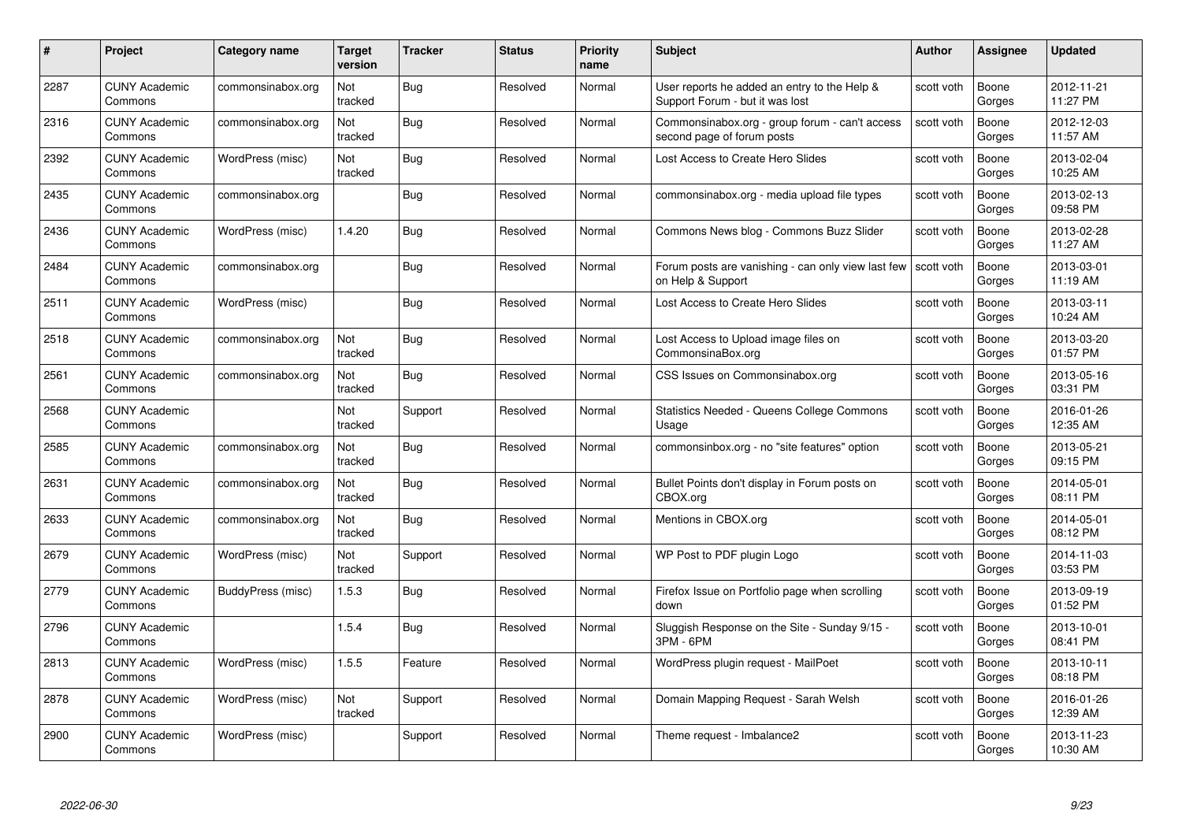| # | Project | Category name | Target version | Tracker | Status | Priority name | Subject | Author | Assignee | Updated |
|---|---|---|---|---|---|---|---|---|---|---|
| 2287 | CUNY Academic Commons | commonsinabox.org | Not tracked | Bug | Resolved | Normal | User reports he added an entry to the Help & Support Forum - but it was lost | scott voth | Boone Gorges | 2012-11-21 11:27 PM |
| 2316 | CUNY Academic Commons | commonsinabox.org | Not tracked | Bug | Resolved | Normal | Commonsinabox.org - group forum - can't access second page of forum posts | scott voth | Boone Gorges | 2012-12-03 11:57 AM |
| 2392 | CUNY Academic Commons | WordPress (misc) | Not tracked | Bug | Resolved | Normal | Lost Access to Create Hero Slides | scott voth | Boone Gorges | 2013-02-04 10:25 AM |
| 2435 | CUNY Academic Commons | commonsinabox.org | | Bug | Resolved | Normal | commonsinabox.org - media upload file types | scott voth | Boone Gorges | 2013-02-13 09:58 PM |
| 2436 | CUNY Academic Commons | WordPress (misc) | 1.4.20 | Bug | Resolved | Normal | Commons News blog - Commons Buzz Slider | scott voth | Boone Gorges | 2013-02-28 11:27 AM |
| 2484 | CUNY Academic Commons | commonsinabox.org | | Bug | Resolved | Normal | Forum posts are vanishing - can only view last few on Help & Support | scott voth | Boone Gorges | 2013-03-01 11:19 AM |
| 2511 | CUNY Academic Commons | WordPress (misc) | | Bug | Resolved | Normal | Lost Access to Create Hero Slides | scott voth | Boone Gorges | 2013-03-11 10:24 AM |
| 2518 | CUNY Academic Commons | commonsinabox.org | Not tracked | Bug | Resolved | Normal | Lost Access to Upload image files on CommonsinaBox.org | scott voth | Boone Gorges | 2013-03-20 01:57 PM |
| 2561 | CUNY Academic Commons | commonsinabox.org | Not tracked | Bug | Resolved | Normal | CSS Issues on Commonsinabox.org | scott voth | Boone Gorges | 2013-05-16 03:31 PM |
| 2568 | CUNY Academic Commons | | Not tracked | Support | Resolved | Normal | Statistics Needed - Queens College Commons Usage | scott voth | Boone Gorges | 2016-01-26 12:35 AM |
| 2585 | CUNY Academic Commons | commonsinabox.org | Not tracked | Bug | Resolved | Normal | commonsinbox.org - no "site features" option | scott voth | Boone Gorges | 2013-05-21 09:15 PM |
| 2631 | CUNY Academic Commons | commonsinabox.org | Not tracked | Bug | Resolved | Normal | Bullet Points don't display in Forum posts on CBOX.org | scott voth | Boone Gorges | 2014-05-01 08:11 PM |
| 2633 | CUNY Academic Commons | commonsinabox.org | Not tracked | Bug | Resolved | Normal | Mentions in CBOX.org | scott voth | Boone Gorges | 2014-05-01 08:12 PM |
| 2679 | CUNY Academic Commons | WordPress (misc) | Not tracked | Support | Resolved | Normal | WP Post to PDF plugin Logo | scott voth | Boone Gorges | 2014-11-03 03:53 PM |
| 2779 | CUNY Academic Commons | BuddyPress (misc) | 1.5.3 | Bug | Resolved | Normal | Firefox Issue on Portfolio page when scrolling down | scott voth | Boone Gorges | 2013-09-19 01:52 PM |
| 2796 | CUNY Academic Commons | | 1.5.4 | Bug | Resolved | Normal | Sluggish Response on the Site - Sunday 9/15 - 3PM - 6PM | scott voth | Boone Gorges | 2013-10-01 08:41 PM |
| 2813 | CUNY Academic Commons | WordPress (misc) | 1.5.5 | Feature | Resolved | Normal | WordPress plugin request - MailPoet | scott voth | Boone Gorges | 2013-10-11 08:18 PM |
| 2878 | CUNY Academic Commons | WordPress (misc) | Not tracked | Support | Resolved | Normal | Domain Mapping Request - Sarah Welsh | scott voth | Boone Gorges | 2016-01-26 12:39 AM |
| 2900 | CUNY Academic Commons | WordPress (misc) | | Support | Resolved | Normal | Theme request - Imbalance2 | scott voth | Boone Gorges | 2013-11-23 10:30 AM |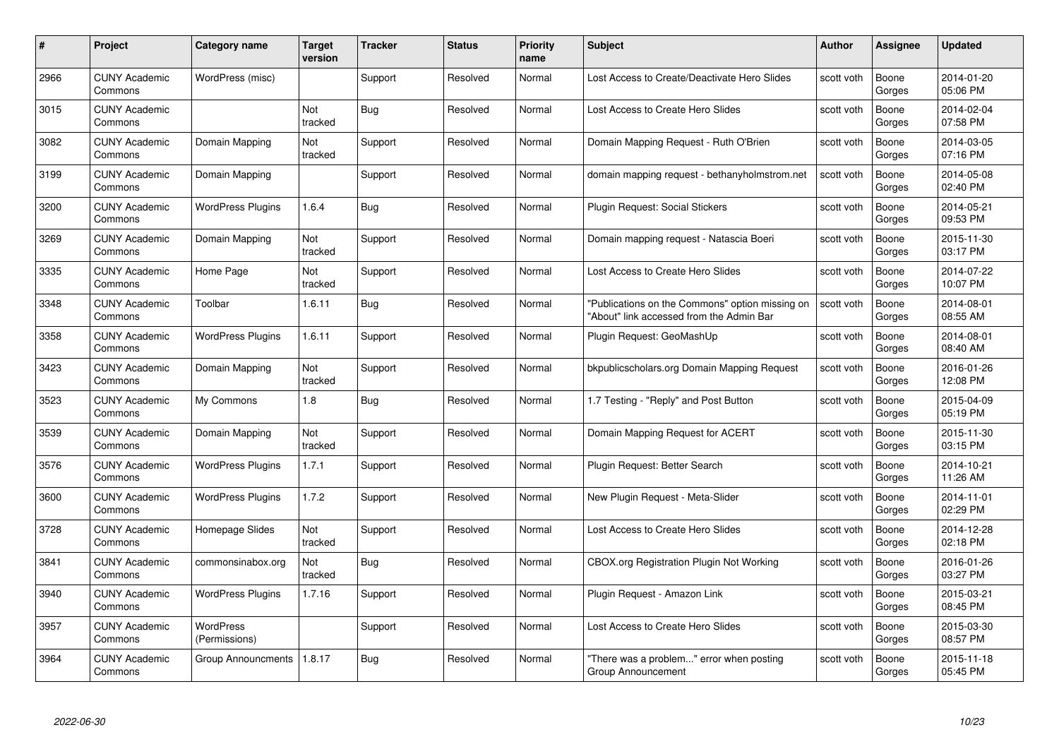| # | Project | Category name | Target version | Tracker | Status | Priority name | Subject | Author | Assignee | Updated |
|---|---|---|---|---|---|---|---|---|---|---|
| 2966 | CUNY Academic Commons | WordPress (misc) | | Support | Resolved | Normal | Lost Access to Create/Deactivate Hero Slides | scott voth | Boone Gorges | 2014-01-20 05:06 PM |
| 3015 | CUNY Academic Commons | | Not tracked | Bug | Resolved | Normal | Lost Access to Create Hero Slides | scott voth | Boone Gorges | 2014-02-04 07:58 PM |
| 3082 | CUNY Academic Commons | Domain Mapping | Not tracked | Support | Resolved | Normal | Domain Mapping Request - Ruth O'Brien | scott voth | Boone Gorges | 2014-03-05 07:16 PM |
| 3199 | CUNY Academic Commons | Domain Mapping | | Support | Resolved | Normal | domain mapping request - bethanyholmstrom.net | scott voth | Boone Gorges | 2014-05-08 02:40 PM |
| 3200 | CUNY Academic Commons | WordPress Plugins | 1.6.4 | Bug | Resolved | Normal | Plugin Request: Social Stickers | scott voth | Boone Gorges | 2014-05-21 09:53 PM |
| 3269 | CUNY Academic Commons | Domain Mapping | Not tracked | Support | Resolved | Normal | Domain mapping request - Natascia Boeri | scott voth | Boone Gorges | 2015-11-30 03:17 PM |
| 3335 | CUNY Academic Commons | Home Page | Not tracked | Support | Resolved | Normal | Lost Access to Create Hero Slides | scott voth | Boone Gorges | 2014-07-22 10:07 PM |
| 3348 | CUNY Academic Commons | Toolbar | 1.6.11 | Bug | Resolved | Normal | "Publications on the Commons" option missing on "About" link accessed from the Admin Bar | scott voth | Boone Gorges | 2014-08-01 08:55 AM |
| 3358 | CUNY Academic Commons | WordPress Plugins | 1.6.11 | Support | Resolved | Normal | Plugin Request: GeoMashUp | scott voth | Boone Gorges | 2014-08-01 08:40 AM |
| 3423 | CUNY Academic Commons | Domain Mapping | Not tracked | Support | Resolved | Normal | bkpublicscholars.org Domain Mapping Request | scott voth | Boone Gorges | 2016-01-26 12:08 PM |
| 3523 | CUNY Academic Commons | My Commons | 1.8 | Bug | Resolved | Normal | 1.7 Testing - "Reply" and Post Button | scott voth | Boone Gorges | 2015-04-09 05:19 PM |
| 3539 | CUNY Academic Commons | Domain Mapping | Not tracked | Support | Resolved | Normal | Domain Mapping Request for ACERT | scott voth | Boone Gorges | 2015-11-30 03:15 PM |
| 3576 | CUNY Academic Commons | WordPress Plugins | 1.7.1 | Support | Resolved | Normal | Plugin Request: Better Search | scott voth | Boone Gorges | 2014-10-21 11:26 AM |
| 3600 | CUNY Academic Commons | WordPress Plugins | 1.7.2 | Support | Resolved | Normal | New Plugin Request - Meta-Slider | scott voth | Boone Gorges | 2014-11-01 02:29 PM |
| 3728 | CUNY Academic Commons | Homepage Slides | Not tracked | Support | Resolved | Normal | Lost Access to Create Hero Slides | scott voth | Boone Gorges | 2014-12-28 02:18 PM |
| 3841 | CUNY Academic Commons | commonsinabox.org | Not tracked | Bug | Resolved | Normal | CBOX.org Registration Plugin Not Working | scott voth | Boone Gorges | 2016-01-26 03:27 PM |
| 3940 | CUNY Academic Commons | WordPress Plugins | 1.7.16 | Support | Resolved | Normal | Plugin Request - Amazon Link | scott voth | Boone Gorges | 2015-03-21 08:45 PM |
| 3957 | CUNY Academic Commons | WordPress (Permissions) | | Support | Resolved | Normal | Lost Access to Create Hero Slides | scott voth | Boone Gorges | 2015-03-30 08:57 PM |
| 3964 | CUNY Academic Commons | Group Announcments | 1.8.17 | Bug | Resolved | Normal | "There was a problem..." error when posting Group Announcement | scott voth | Boone Gorges | 2015-11-18 05:45 PM |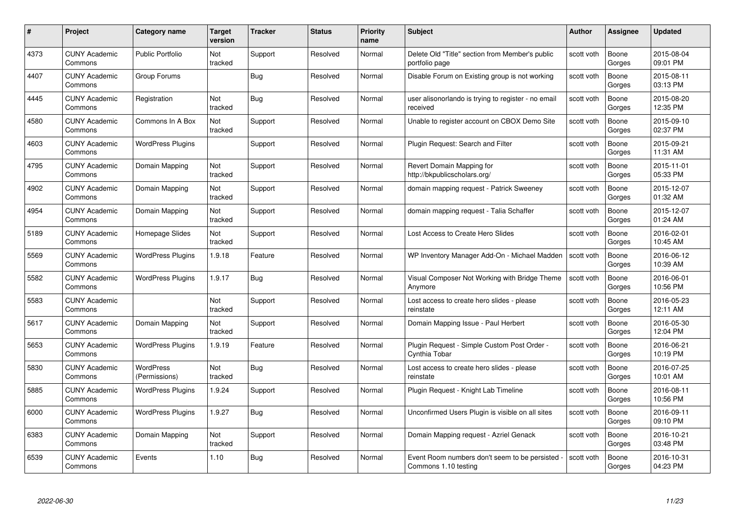| # | Project | Category name | Target version | Tracker | Status | Priority name | Subject | Author | Assignee | Updated |
|---|---|---|---|---|---|---|---|---|---|---|
| 4373 | CUNY Academic Commons | Public Portfolio | Not tracked | Support | Resolved | Normal | Delete Old "Title" section from Member's public portfolio page | scott voth | Boone Gorges | 2015-08-04 09:01 PM |
| 4407 | CUNY Academic Commons | Group Forums | | Bug | Resolved | Normal | Disable Forum on Existing group is not working | scott voth | Boone Gorges | 2015-08-11 03:13 PM |
| 4445 | CUNY Academic Commons | Registration | Not tracked | Bug | Resolved | Normal | user alisonorlando is trying to register - no email received | scott voth | Boone Gorges | 2015-08-20 12:35 PM |
| 4580 | CUNY Academic Commons | Commons In A Box | Not tracked | Support | Resolved | Normal | Unable to register account on CBOX Demo Site | scott voth | Boone Gorges | 2015-09-10 02:37 PM |
| 4603 | CUNY Academic Commons | WordPress Plugins | | Support | Resolved | Normal | Plugin Request: Search and Filter | scott voth | Boone Gorges | 2015-09-21 11:31 AM |
| 4795 | CUNY Academic Commons | Domain Mapping | Not tracked | Support | Resolved | Normal | Revert Domain Mapping for http://bkpublicscholars.org/ | scott voth | Boone Gorges | 2015-11-01 05:33 PM |
| 4902 | CUNY Academic Commons | Domain Mapping | Not tracked | Support | Resolved | Normal | domain mapping request - Patrick Sweeney | scott voth | Boone Gorges | 2015-12-07 01:32 AM |
| 4954 | CUNY Academic Commons | Domain Mapping | Not tracked | Support | Resolved | Normal | domain mapping request - Talia Schaffer | scott voth | Boone Gorges | 2015-12-07 01:24 AM |
| 5189 | CUNY Academic Commons | Homepage Slides | Not tracked | Support | Resolved | Normal | Lost Access to Create Hero Slides | scott voth | Boone Gorges | 2016-02-01 10:45 AM |
| 5569 | CUNY Academic Commons | WordPress Plugins | 1.9.18 | Feature | Resolved | Normal | WP Inventory Manager Add-On - Michael Madden | scott voth | Boone Gorges | 2016-06-12 10:39 AM |
| 5582 | CUNY Academic Commons | WordPress Plugins | 1.9.17 | Bug | Resolved | Normal | Visual Composer Not Working with Bridge Theme Anymore | scott voth | Boone Gorges | 2016-06-01 10:56 PM |
| 5583 | CUNY Academic Commons | | Not tracked | Support | Resolved | Normal | Lost access to create hero slides - please reinstate | scott voth | Boone Gorges | 2016-05-23 12:11 AM |
| 5617 | CUNY Academic Commons | Domain Mapping | Not tracked | Support | Resolved | Normal | Domain Mapping Issue - Paul Herbert | scott voth | Boone Gorges | 2016-05-30 12:04 PM |
| 5653 | CUNY Academic Commons | WordPress Plugins | 1.9.19 | Feature | Resolved | Normal | Plugin Request - Simple Custom Post Order - Cynthia Tobar | scott voth | Boone Gorges | 2016-06-21 10:19 PM |
| 5830 | CUNY Academic Commons | WordPress (Permissions) | Not tracked | Bug | Resolved | Normal | Lost access to create hero slides - please reinstate | scott voth | Boone Gorges | 2016-07-25 10:01 AM |
| 5885 | CUNY Academic Commons | WordPress Plugins | 1.9.24 | Support | Resolved | Normal | Plugin Request - Knight Lab Timeline | scott voth | Boone Gorges | 2016-08-11 10:56 PM |
| 6000 | CUNY Academic Commons | WordPress Plugins | 1.9.27 | Bug | Resolved | Normal | Unconfirmed Users Plugin is visible on all sites | scott voth | Boone Gorges | 2016-09-11 09:10 PM |
| 6383 | CUNY Academic Commons | Domain Mapping | Not tracked | Support | Resolved | Normal | Domain Mapping request - Azriel Genack | scott voth | Boone Gorges | 2016-10-21 03:48 PM |
| 6539 | CUNY Academic Commons | Events | 1.10 | Bug | Resolved | Normal | Event Room numbers don't seem to be persisted - Commons 1.10 testing | scott voth | Boone Gorges | 2016-10-31 04:23 PM |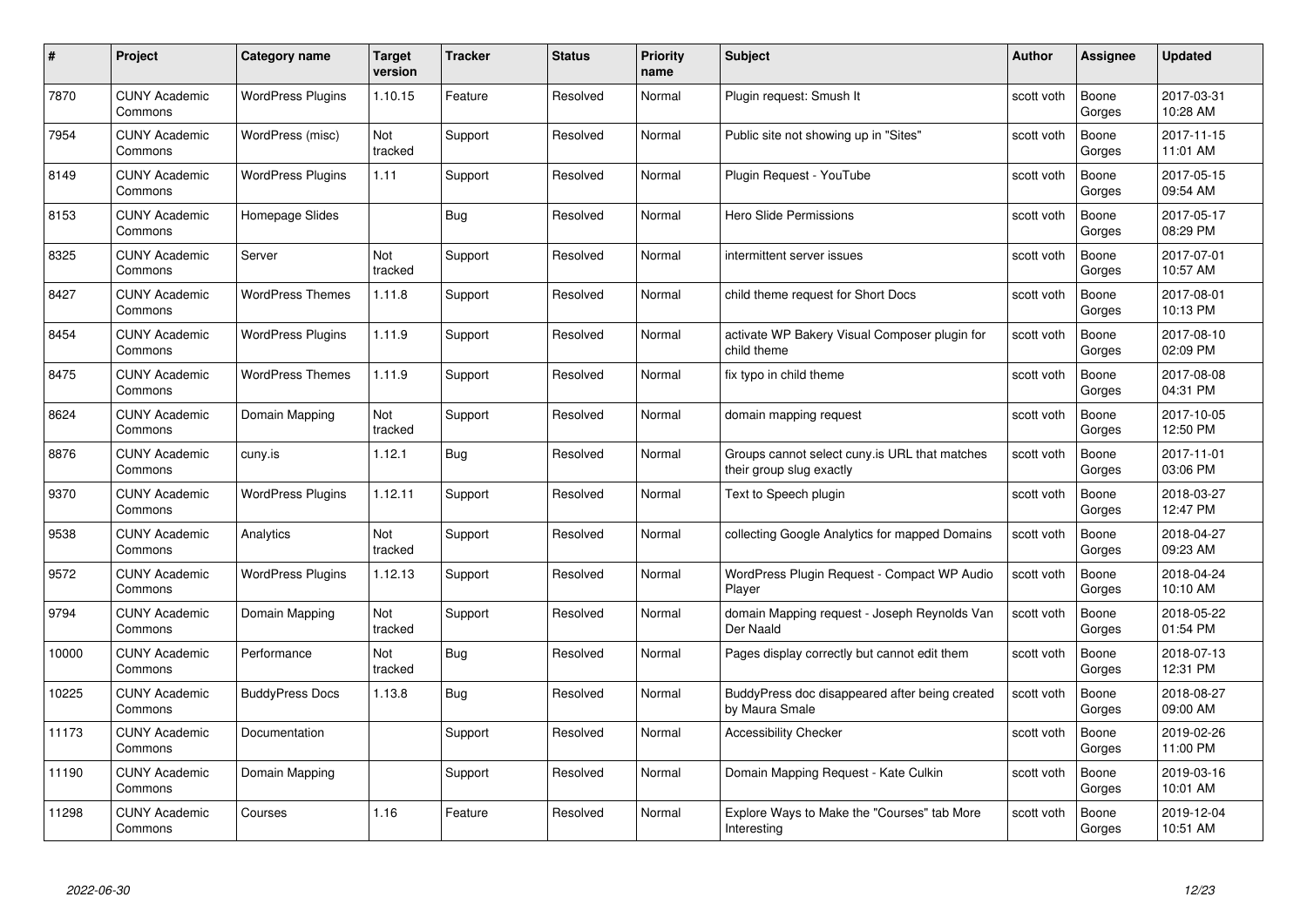| # | Project | Category name | Target version | Tracker | Status | Priority name | Subject | Author | Assignee | Updated |
|---|---|---|---|---|---|---|---|---|---|---|
| 7870 | CUNY Academic Commons | WordPress Plugins | 1.10.15 | Feature | Resolved | Normal | Plugin request: Smush It | scott voth | Boone Gorges | 2017-03-31 10:28 AM |
| 7954 | CUNY Academic Commons | WordPress (misc) | Not tracked | Support | Resolved | Normal | Public site not showing up in "Sites" | scott voth | Boone Gorges | 2017-11-15 11:01 AM |
| 8149 | CUNY Academic Commons | WordPress Plugins | 1.11 | Support | Resolved | Normal | Plugin Request - YouTube | scott voth | Boone Gorges | 2017-05-15 09:54 AM |
| 8153 | CUNY Academic Commons | Homepage Slides | | Bug | Resolved | Normal | Hero Slide Permissions | scott voth | Boone Gorges | 2017-05-17 08:29 PM |
| 8325 | CUNY Academic Commons | Server | Not tracked | Support | Resolved | Normal | intermittent server issues | scott voth | Boone Gorges | 2017-07-01 10:57 AM |
| 8427 | CUNY Academic Commons | WordPress Themes | 1.11.8 | Support | Resolved | Normal | child theme request for Short Docs | scott voth | Boone Gorges | 2017-08-01 10:13 PM |
| 8454 | CUNY Academic Commons | WordPress Plugins | 1.11.9 | Support | Resolved | Normal | activate WP Bakery Visual Composer plugin for child theme | scott voth | Boone Gorges | 2017-08-10 02:09 PM |
| 8475 | CUNY Academic Commons | WordPress Themes | 1.11.9 | Support | Resolved | Normal | fix typo in child theme | scott voth | Boone Gorges | 2017-08-08 04:31 PM |
| 8624 | CUNY Academic Commons | Domain Mapping | Not tracked | Support | Resolved | Normal | domain mapping request | scott voth | Boone Gorges | 2017-10-05 12:50 PM |
| 8876 | CUNY Academic Commons | cuny.is | 1.12.1 | Bug | Resolved | Normal | Groups cannot select cuny.is URL that matches their group slug exactly | scott voth | Boone Gorges | 2017-11-01 03:06 PM |
| 9370 | CUNY Academic Commons | WordPress Plugins | 1.12.11 | Support | Resolved | Normal | Text to Speech plugin | scott voth | Boone Gorges | 2018-03-27 12:47 PM |
| 9538 | CUNY Academic Commons | Analytics | Not tracked | Support | Resolved | Normal | collecting Google Analytics for mapped Domains | scott voth | Boone Gorges | 2018-04-27 09:23 AM |
| 9572 | CUNY Academic Commons | WordPress Plugins | 1.12.13 | Support | Resolved | Normal | WordPress Plugin Request - Compact WP Audio Player | scott voth | Boone Gorges | 2018-04-24 10:10 AM |
| 9794 | CUNY Academic Commons | Domain Mapping | Not tracked | Support | Resolved | Normal | domain Mapping request - Joseph Reynolds Van Der Naald | scott voth | Boone Gorges | 2018-05-22 01:54 PM |
| 10000 | CUNY Academic Commons | Performance | Not tracked | Bug | Resolved | Normal | Pages display correctly but cannot edit them | scott voth | Boone Gorges | 2018-07-13 12:31 PM |
| 10225 | CUNY Academic Commons | BuddyPress Docs | 1.13.8 | Bug | Resolved | Normal | BuddyPress doc disappeared after being created by Maura Smale | scott voth | Boone Gorges | 2018-08-27 09:00 AM |
| 11173 | CUNY Academic Commons | Documentation | | Support | Resolved | Normal | Accessibility Checker | scott voth | Boone Gorges | 2019-02-26 11:00 PM |
| 11190 | CUNY Academic Commons | Domain Mapping | | Support | Resolved | Normal | Domain Mapping Request - Kate Culkin | scott voth | Boone Gorges | 2019-03-16 10:01 AM |
| 11298 | CUNY Academic Commons | Courses | 1.16 | Feature | Resolved | Normal | Explore Ways to Make the "Courses" tab More Interesting | scott voth | Boone Gorges | 2019-12-04 10:51 AM |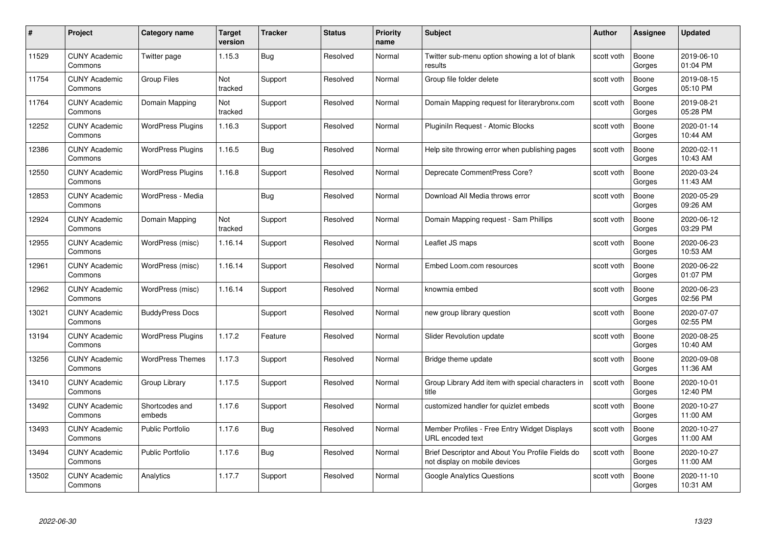| # | Project | Category name | Target version | Tracker | Status | Priority name | Subject | Author | Assignee | Updated |
|---|---|---|---|---|---|---|---|---|---|---|
| 11529 | CUNY Academic Commons | Twitter page | 1.15.3 | Bug | Resolved | Normal | Twitter sub-menu option showing a lot of blank results | scott voth | Boone Gorges | 2019-06-10 01:04 PM |
| 11754 | CUNY Academic Commons | Group Files | Not tracked | Support | Resolved | Normal | Group file folder delete | scott voth | Boone Gorges | 2019-08-15 05:10 PM |
| 11764 | CUNY Academic Commons | Domain Mapping | Not tracked | Support | Resolved | Normal | Domain Mapping request for literarybronx.com | scott voth | Boone Gorges | 2019-08-21 05:28 PM |
| 12252 | CUNY Academic Commons | WordPress Plugins | 1.16.3 | Support | Resolved | Normal | Pluginln Request - Atomic Blocks | scott voth | Boone Gorges | 2020-01-14 10:44 AM |
| 12386 | CUNY Academic Commons | WordPress Plugins | 1.16.5 | Bug | Resolved | Normal | Help site throwing error when publishing pages | scott voth | Boone Gorges | 2020-02-11 10:43 AM |
| 12550 | CUNY Academic Commons | WordPress Plugins | 1.16.8 | Support | Resolved | Normal | Deprecate CommentPress Core? | scott voth | Boone Gorges | 2020-03-24 11:43 AM |
| 12853 | CUNY Academic Commons | WordPress - Media | | Bug | Resolved | Normal | Download All Media throws error | scott voth | Boone Gorges | 2020-05-29 09:26 AM |
| 12924 | CUNY Academic Commons | Domain Mapping | Not tracked | Support | Resolved | Normal | Domain Mapping request - Sam Phillips | scott voth | Boone Gorges | 2020-06-12 03:29 PM |
| 12955 | CUNY Academic Commons | WordPress (misc) | 1.16.14 | Support | Resolved | Normal | Leaflet JS maps | scott voth | Boone Gorges | 2020-06-23 10:53 AM |
| 12961 | CUNY Academic Commons | WordPress (misc) | 1.16.14 | Support | Resolved | Normal | Embed Loom.com resources | scott voth | Boone Gorges | 2020-06-22 01:07 PM |
| 12962 | CUNY Academic Commons | WordPress (misc) | 1.16.14 | Support | Resolved | Normal | knowmia embed | scott voth | Boone Gorges | 2020-06-23 02:56 PM |
| 13021 | CUNY Academic Commons | BuddyPress Docs | | Support | Resolved | Normal | new group library question | scott voth | Boone Gorges | 2020-07-07 02:55 PM |
| 13194 | CUNY Academic Commons | WordPress Plugins | 1.17.2 | Feature | Resolved | Normal | Slider Revolution update | scott voth | Boone Gorges | 2020-08-25 10:40 AM |
| 13256 | CUNY Academic Commons | WordPress Themes | 1.17.3 | Support | Resolved | Normal | Bridge theme update | scott voth | Boone Gorges | 2020-09-08 11:36 AM |
| 13410 | CUNY Academic Commons | Group Library | 1.17.5 | Support | Resolved | Normal | Group Library Add item with special characters in title | scott voth | Boone Gorges | 2020-10-01 12:40 PM |
| 13492 | CUNY Academic Commons | Shortcodes and embeds | 1.17.6 | Support | Resolved | Normal | customized handler for quizlet embeds | scott voth | Boone Gorges | 2020-10-27 11:00 AM |
| 13493 | CUNY Academic Commons | Public Portfolio | 1.17.6 | Bug | Resolved | Normal | Member Profiles - Free Entry Widget Displays URL encoded text | scott voth | Boone Gorges | 2020-10-27 11:00 AM |
| 13494 | CUNY Academic Commons | Public Portfolio | 1.17.6 | Bug | Resolved | Normal | Brief Descriptor and About You Profile Fields do not display on mobile devices | scott voth | Boone Gorges | 2020-10-27 11:00 AM |
| 13502 | CUNY Academic Commons | Analytics | 1.17.7 | Support | Resolved | Normal | Google Analytics Questions | scott voth | Boone Gorges | 2020-11-10 10:31 AM |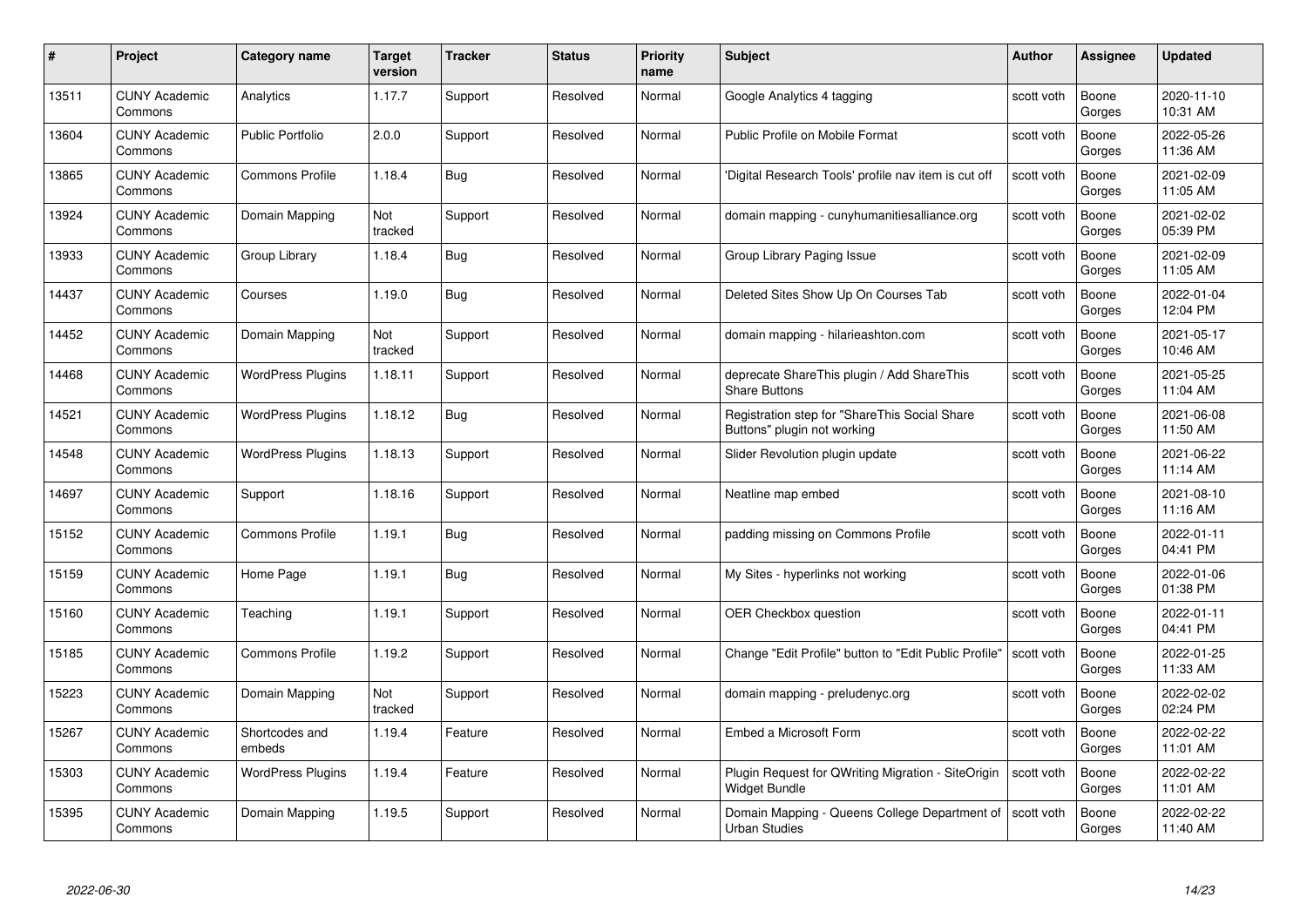| # | Project | Category name | Target version | Tracker | Status | Priority name | Subject | Author | Assignee | Updated |
|---|---|---|---|---|---|---|---|---|---|---|
| 13511 | CUNY Academic Commons | Analytics | 1.17.7 | Support | Resolved | Normal | Google Analytics 4 tagging | scott voth | Boone Gorges | 2020-11-10 10:31 AM |
| 13604 | CUNY Academic Commons | Public Portfolio | 2.0.0 | Support | Resolved | Normal | Public Profile on Mobile Format | scott voth | Boone Gorges | 2022-05-26 11:36 AM |
| 13865 | CUNY Academic Commons | Commons Profile | 1.18.4 | Bug | Resolved | Normal | 'Digital Research Tools' profile nav item is cut off | scott voth | Boone Gorges | 2021-02-09 11:05 AM |
| 13924 | CUNY Academic Commons | Domain Mapping | Not tracked | Support | Resolved | Normal | domain mapping - cunyhumanitiesalliance.org | scott voth | Boone Gorges | 2021-02-02 05:39 PM |
| 13933 | CUNY Academic Commons | Group Library | 1.18.4 | Bug | Resolved | Normal | Group Library Paging Issue | scott voth | Boone Gorges | 2021-02-09 11:05 AM |
| 14437 | CUNY Academic Commons | Courses | 1.19.0 | Bug | Resolved | Normal | Deleted Sites Show Up On Courses Tab | scott voth | Boone Gorges | 2022-01-04 12:04 PM |
| 14452 | CUNY Academic Commons | Domain Mapping | Not tracked | Support | Resolved | Normal | domain mapping - hilarieashton.com | scott voth | Boone Gorges | 2021-05-17 10:46 AM |
| 14468 | CUNY Academic Commons | WordPress Plugins | 1.18.11 | Support | Resolved | Normal | deprecate ShareThis plugin / Add ShareThis Share Buttons | scott voth | Boone Gorges | 2021-05-25 11:04 AM |
| 14521 | CUNY Academic Commons | WordPress Plugins | 1.18.12 | Bug | Resolved | Normal | Registration step for "ShareThis Social Share Buttons" plugin not working | scott voth | Boone Gorges | 2021-06-08 11:50 AM |
| 14548 | CUNY Academic Commons | WordPress Plugins | 1.18.13 | Support | Resolved | Normal | Slider Revolution plugin update | scott voth | Boone Gorges | 2021-06-22 11:14 AM |
| 14697 | CUNY Academic Commons | Support | 1.18.16 | Support | Resolved | Normal | Neatline map embed | scott voth | Boone Gorges | 2021-08-10 11:16 AM |
| 15152 | CUNY Academic Commons | Commons Profile | 1.19.1 | Bug | Resolved | Normal | padding missing on Commons Profile | scott voth | Boone Gorges | 2022-01-11 04:41 PM |
| 15159 | CUNY Academic Commons | Home Page | 1.19.1 | Bug | Resolved | Normal | My Sites - hyperlinks not working | scott voth | Boone Gorges | 2022-01-06 01:38 PM |
| 15160 | CUNY Academic Commons | Teaching | 1.19.1 | Support | Resolved | Normal | OER Checkbox question | scott voth | Boone Gorges | 2022-01-11 04:41 PM |
| 15185 | CUNY Academic Commons | Commons Profile | 1.19.2 | Support | Resolved | Normal | Change "Edit Profile" button to "Edit Public Profile" | scott voth | Boone Gorges | 2022-01-25 11:33 AM |
| 15223 | CUNY Academic Commons | Domain Mapping | Not tracked | Support | Resolved | Normal | domain mapping - preludenyc.org | scott voth | Boone Gorges | 2022-02-02 02:24 PM |
| 15267 | CUNY Academic Commons | Shortcodes and embeds | 1.19.4 | Feature | Resolved | Normal | Embed a Microsoft Form | scott voth | Boone Gorges | 2022-02-22 11:01 AM |
| 15303 | CUNY Academic Commons | WordPress Plugins | 1.19.4 | Feature | Resolved | Normal | Plugin Request for QWriting Migration - SiteOrigin Widget Bundle | scott voth | Boone Gorges | 2022-02-22 11:01 AM |
| 15395 | CUNY Academic Commons | Domain Mapping | 1.19.5 | Support | Resolved | Normal | Domain Mapping - Queens College Department of Urban Studies | scott voth | Boone Gorges | 2022-02-22 11:40 AM |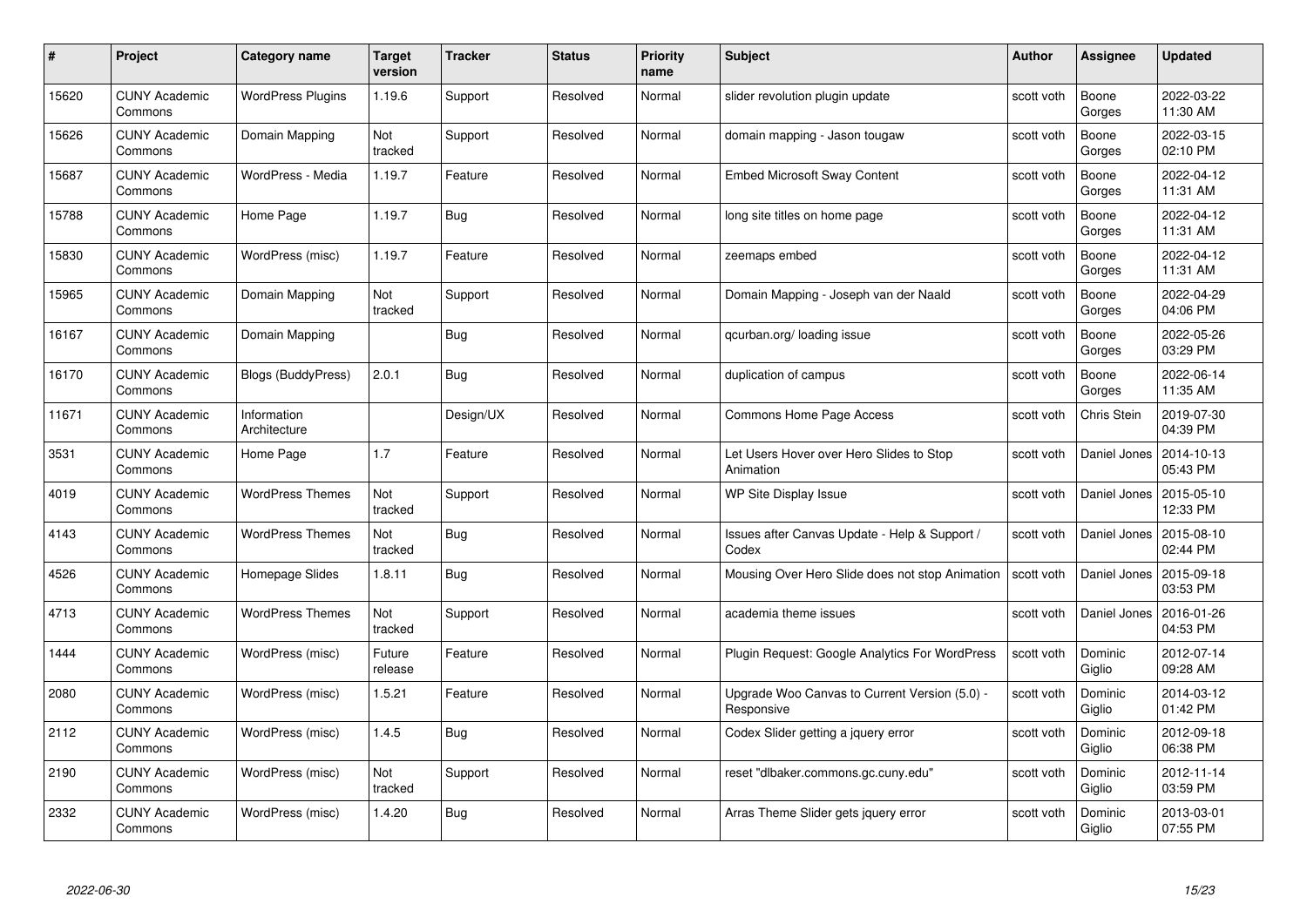| # | Project | Category name | Target version | Tracker | Status | Priority name | Subject | Author | Assignee | Updated |
|---|---|---|---|---|---|---|---|---|---|---|
| 15620 | CUNY Academic Commons | WordPress Plugins | 1.19.6 | Support | Resolved | Normal | slider revolution plugin update | scott voth | Boone Gorges | 2022-03-22 11:30 AM |
| 15626 | CUNY Academic Commons | Domain Mapping | Not tracked | Support | Resolved | Normal | domain mapping - Jason tougaw | scott voth | Boone Gorges | 2022-03-15 02:10 PM |
| 15687 | CUNY Academic Commons | WordPress - Media | 1.19.7 | Feature | Resolved | Normal | Embed Microsoft Sway Content | scott voth | Boone Gorges | 2022-04-12 11:31 AM |
| 15788 | CUNY Academic Commons | Home Page | 1.19.7 | Bug | Resolved | Normal | long site titles on home page | scott voth | Boone Gorges | 2022-04-12 11:31 AM |
| 15830 | CUNY Academic Commons | WordPress (misc) | 1.19.7 | Feature | Resolved | Normal | zeemaps embed | scott voth | Boone Gorges | 2022-04-12 11:31 AM |
| 15965 | CUNY Academic Commons | Domain Mapping | Not tracked | Support | Resolved | Normal | Domain Mapping - Joseph van der Naald | scott voth | Boone Gorges | 2022-04-29 04:06 PM |
| 16167 | CUNY Academic Commons | Domain Mapping | | Bug | Resolved | Normal | qcurban.org/ loading issue | scott voth | Boone Gorges | 2022-05-26 03:29 PM |
| 16170 | CUNY Academic Commons | Blogs (BuddyPress) | 2.0.1 | Bug | Resolved | Normal | duplication of campus | scott voth | Boone Gorges | 2022-06-14 11:35 AM |
| 11671 | CUNY Academic Commons | Information Architecture | | Design/UX | Resolved | Normal | Commons Home Page Access | scott voth | Chris Stein | 2019-07-30 04:39 PM |
| 3531 | CUNY Academic Commons | Home Page | 1.7 | Feature | Resolved | Normal | Let Users Hover over Hero Slides to Stop Animation | scott voth | Daniel Jones | 2014-10-13 05:43 PM |
| 4019 | CUNY Academic Commons | WordPress Themes | Not tracked | Support | Resolved | Normal | WP Site Display Issue | scott voth | Daniel Jones | 2015-05-10 12:33 PM |
| 4143 | CUNY Academic Commons | WordPress Themes | Not tracked | Bug | Resolved | Normal | Issues after Canvas Update - Help & Support / Codex | scott voth | Daniel Jones | 2015-08-10 02:44 PM |
| 4526 | CUNY Academic Commons | Homepage Slides | 1.8.11 | Bug | Resolved | Normal | Mousing Over Hero Slide does not stop Animation | scott voth | Daniel Jones | 2015-09-18 03:53 PM |
| 4713 | CUNY Academic Commons | WordPress Themes | Not tracked | Support | Resolved | Normal | academia theme issues | scott voth | Daniel Jones | 2016-01-26 04:53 PM |
| 1444 | CUNY Academic Commons | WordPress (misc) | Future release | Feature | Resolved | Normal | Plugin Request: Google Analytics For WordPress | scott voth | Dominic Giglio | 2012-07-14 09:28 AM |
| 2080 | CUNY Academic Commons | WordPress (misc) | 1.5.21 | Feature | Resolved | Normal | Upgrade Woo Canvas to Current Version (5.0) - Responsive | scott voth | Dominic Giglio | 2014-03-12 01:42 PM |
| 2112 | CUNY Academic Commons | WordPress (misc) | 1.4.5 | Bug | Resolved | Normal | Codex Slider getting a jquery error | scott voth | Dominic Giglio | 2012-09-18 06:38 PM |
| 2190 | CUNY Academic Commons | WordPress (misc) | Not tracked | Support | Resolved | Normal | reset "dlbaker.commons.gc.cuny.edu" | scott voth | Dominic Giglio | 2012-11-14 03:59 PM |
| 2332 | CUNY Academic Commons | WordPress (misc) | 1.4.20 | Bug | Resolved | Normal | Arras Theme Slider gets jquery error | scott voth | Dominic Giglio | 2013-03-01 07:55 PM |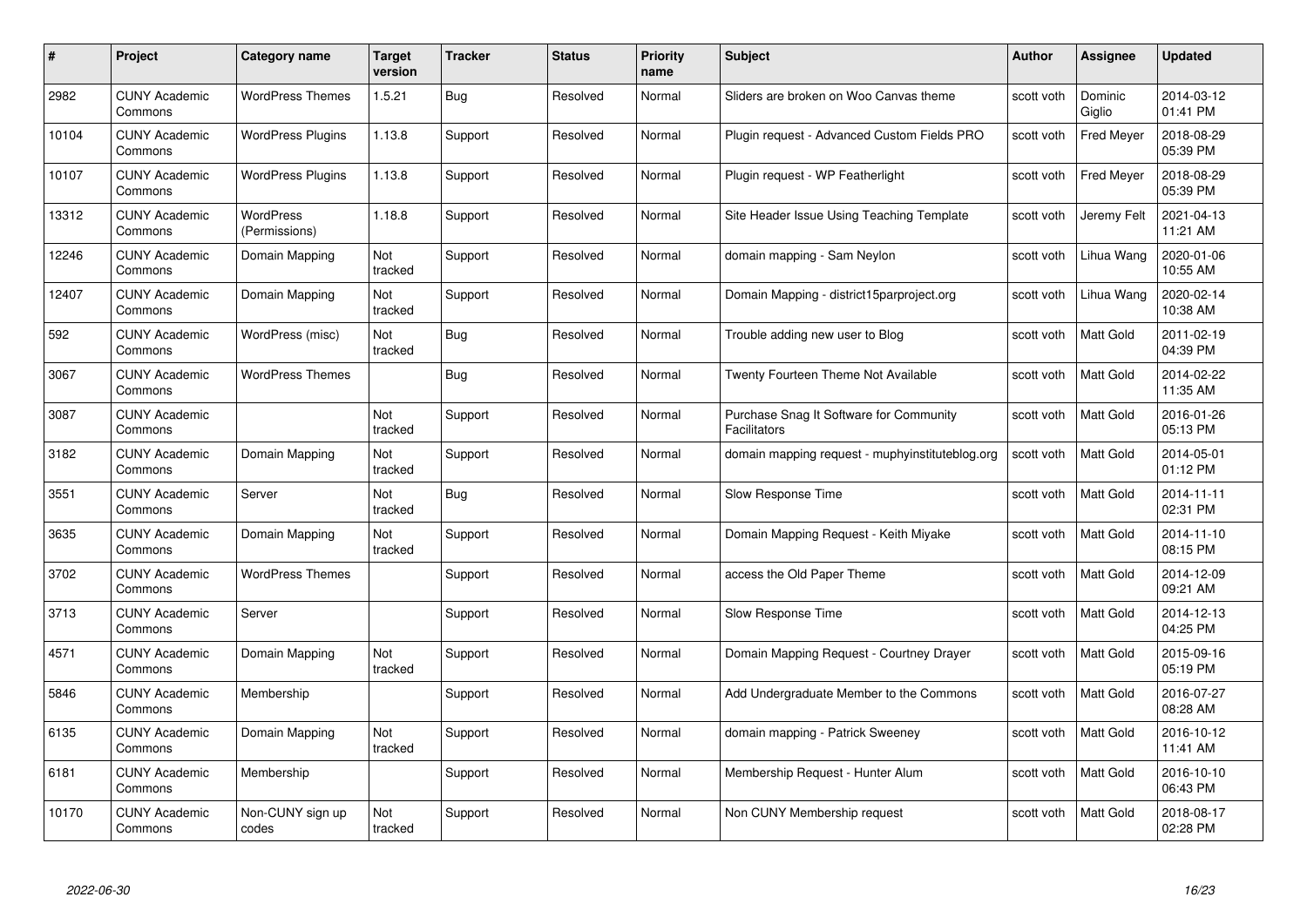| # | Project | Category name | Target version | Tracker | Status | Priority name | Subject | Author | Assignee | Updated |
|---|---|---|---|---|---|---|---|---|---|---|
| 2982 | CUNY Academic Commons | WordPress Themes | 1.5.21 | Bug | Resolved | Normal | Sliders are broken on Woo Canvas theme | scott voth | Dominic Giglio | 2014-03-12 01:41 PM |
| 10104 | CUNY Academic Commons | WordPress Plugins | 1.13.8 | Support | Resolved | Normal | Plugin request - Advanced Custom Fields PRO | scott voth | Fred Meyer | 2018-08-29 05:39 PM |
| 10107 | CUNY Academic Commons | WordPress Plugins | 1.13.8 | Support | Resolved | Normal | Plugin request - WP Featherlight | scott voth | Fred Meyer | 2018-08-29 05:39 PM |
| 13312 | CUNY Academic Commons | WordPress (Permissions) | 1.18.8 | Support | Resolved | Normal | Site Header Issue Using Teaching Template | scott voth | Jeremy Felt | 2021-04-13 11:21 AM |
| 12246 | CUNY Academic Commons | Domain Mapping | Not tracked | Support | Resolved | Normal | domain mapping - Sam Neylon | scott voth | Lihua Wang | 2020-01-06 10:55 AM |
| 12407 | CUNY Academic Commons | Domain Mapping | Not tracked | Support | Resolved | Normal | Domain Mapping - district15parproject.org | scott voth | Lihua Wang | 2020-02-14 10:38 AM |
| 592 | CUNY Academic Commons | WordPress (misc) | Not tracked | Bug | Resolved | Normal | Trouble adding new user to Blog | scott voth | Matt Gold | 2011-02-19 04:39 PM |
| 3067 | CUNY Academic Commons | WordPress Themes | | Bug | Resolved | Normal | Twenty Fourteen Theme Not Available | scott voth | Matt Gold | 2014-02-22 11:35 AM |
| 3087 | CUNY Academic Commons | | Not tracked | Support | Resolved | Normal | Purchase Snag It Software for Community Facilitators | scott voth | Matt Gold | 2016-01-26 05:13 PM |
| 3182 | CUNY Academic Commons | Domain Mapping | Not tracked | Support | Resolved | Normal | domain mapping request - muphyinstituteblog.org | scott voth | Matt Gold | 2014-05-01 01:12 PM |
| 3551 | CUNY Academic Commons | Server | Not tracked | Bug | Resolved | Normal | Slow Response Time | scott voth | Matt Gold | 2014-11-11 02:31 PM |
| 3635 | CUNY Academic Commons | Domain Mapping | Not tracked | Support | Resolved | Normal | Domain Mapping Request - Keith Miyake | scott voth | Matt Gold | 2014-11-10 08:15 PM |
| 3702 | CUNY Academic Commons | WordPress Themes | | Support | Resolved | Normal | access the Old Paper Theme | scott voth | Matt Gold | 2014-12-09 09:21 AM |
| 3713 | CUNY Academic Commons | Server | | Support | Resolved | Normal | Slow Response Time | scott voth | Matt Gold | 2014-12-13 04:25 PM |
| 4571 | CUNY Academic Commons | Domain Mapping | Not tracked | Support | Resolved | Normal | Domain Mapping Request - Courtney Drayer | scott voth | Matt Gold | 2015-09-16 05:19 PM |
| 5846 | CUNY Academic Commons | Membership | | Support | Resolved | Normal | Add Undergraduate Member to the Commons | scott voth | Matt Gold | 2016-07-27 08:28 AM |
| 6135 | CUNY Academic Commons | Domain Mapping | Not tracked | Support | Resolved | Normal | domain mapping - Patrick Sweeney | scott voth | Matt Gold | 2016-10-12 11:41 AM |
| 6181 | CUNY Academic Commons | Membership | | Support | Resolved | Normal | Membership Request - Hunter Alum | scott voth | Matt Gold | 2016-10-10 06:43 PM |
| 10170 | CUNY Academic Commons | Non-CUNY sign up codes | Not tracked | Support | Resolved | Normal | Non CUNY Membership request | scott voth | Matt Gold | 2018-08-17 02:28 PM |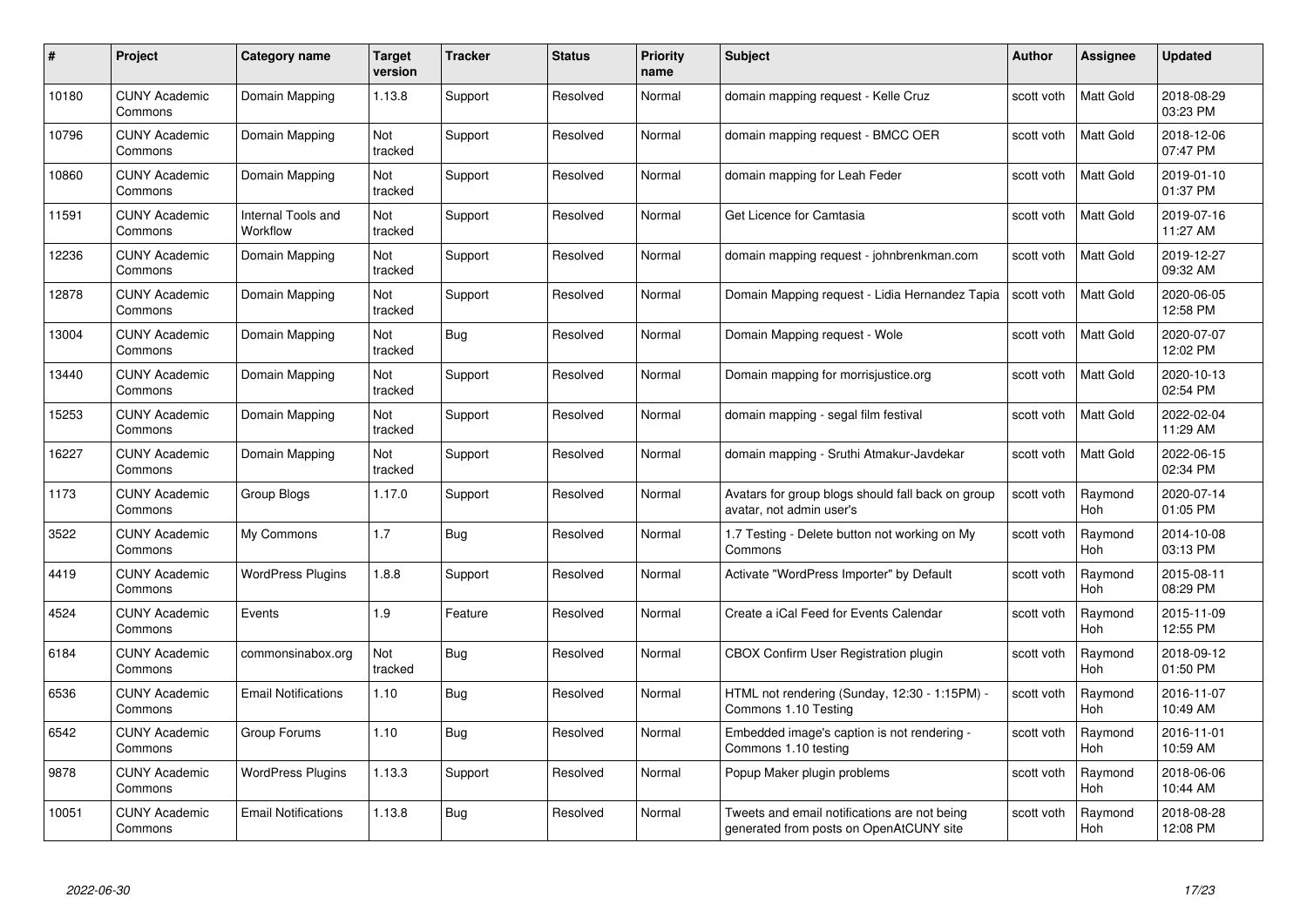| # | Project | Category name | Target version | Tracker | Status | Priority name | Subject | Author | Assignee | Updated |
|---|---|---|---|---|---|---|---|---|---|---|
| 10180 | CUNY Academic Commons | Domain Mapping | 1.13.8 | Support | Resolved | Normal | domain mapping request - Kelle Cruz | scott voth | Matt Gold | 2018-08-29 03:23 PM |
| 10796 | CUNY Academic Commons | Domain Mapping | Not tracked | Support | Resolved | Normal | domain mapping request - BMCC OER | scott voth | Matt Gold | 2018-12-06 07:47 PM |
| 10860 | CUNY Academic Commons | Domain Mapping | Not tracked | Support | Resolved | Normal | domain mapping for Leah Feder | scott voth | Matt Gold | 2019-01-10 01:37 PM |
| 11591 | CUNY Academic Commons | Internal Tools and Workflow | Not tracked | Support | Resolved | Normal | Get Licence for Camtasia | scott voth | Matt Gold | 2019-07-16 11:27 AM |
| 12236 | CUNY Academic Commons | Domain Mapping | Not tracked | Support | Resolved | Normal | domain mapping request - johnbrenkman.com | scott voth | Matt Gold | 2019-12-27 09:32 AM |
| 12878 | CUNY Academic Commons | Domain Mapping | Not tracked | Support | Resolved | Normal | Domain Mapping request - Lidia Hernandez Tapia | scott voth | Matt Gold | 2020-06-05 12:58 PM |
| 13004 | CUNY Academic Commons | Domain Mapping | Not tracked | Bug | Resolved | Normal | Domain Mapping request - Wole | scott voth | Matt Gold | 2020-07-07 12:02 PM |
| 13440 | CUNY Academic Commons | Domain Mapping | Not tracked | Support | Resolved | Normal | Domain mapping for morrisjustice.org | scott voth | Matt Gold | 2020-10-13 02:54 PM |
| 15253 | CUNY Academic Commons | Domain Mapping | Not tracked | Support | Resolved | Normal | domain mapping - segal film festival | scott voth | Matt Gold | 2022-02-04 11:29 AM |
| 16227 | CUNY Academic Commons | Domain Mapping | Not tracked | Support | Resolved | Normal | domain mapping - Sruthi Atmakur-Javdekar | scott voth | Matt Gold | 2022-06-15 02:34 PM |
| 1173 | CUNY Academic Commons | Group Blogs | 1.17.0 | Support | Resolved | Normal | Avatars for group blogs should fall back on group avatar, not admin user's | scott voth | Raymond Hoh | 2020-07-14 01:05 PM |
| 3522 | CUNY Academic Commons | My Commons | 1.7 | Bug | Resolved | Normal | 1.7 Testing - Delete button not working on My Commons | scott voth | Raymond Hoh | 2014-10-08 03:13 PM |
| 4419 | CUNY Academic Commons | WordPress Plugins | 1.8.8 | Support | Resolved | Normal | Activate "WordPress Importer" by Default | scott voth | Raymond Hoh | 2015-08-11 08:29 PM |
| 4524 | CUNY Academic Commons | Events | 1.9 | Feature | Resolved | Normal | Create a iCal Feed for Events Calendar | scott voth | Raymond Hoh | 2015-11-09 12:55 PM |
| 6184 | CUNY Academic Commons | commonsinabox.org | Not tracked | Bug | Resolved | Normal | CBOX Confirm User Registration plugin | scott voth | Raymond Hoh | 2018-09-12 01:50 PM |
| 6536 | CUNY Academic Commons | Email Notifications | 1.10 | Bug | Resolved | Normal | HTML not rendering (Sunday, 12:30 - 1:15PM) - Commons 1.10 Testing | scott voth | Raymond Hoh | 2016-11-07 10:49 AM |
| 6542 | CUNY Academic Commons | Group Forums | 1.10 | Bug | Resolved | Normal | Embedded image's caption is not rendering - Commons 1.10 testing | scott voth | Raymond Hoh | 2016-11-01 10:59 AM |
| 9878 | CUNY Academic Commons | WordPress Plugins | 1.13.3 | Support | Resolved | Normal | Popup Maker plugin problems | scott voth | Raymond Hoh | 2018-06-06 10:44 AM |
| 10051 | CUNY Academic Commons | Email Notifications | 1.13.8 | Bug | Resolved | Normal | Tweets and email notifications are not being generated from posts on OpenAtCUNY site | scott voth | Raymond Hoh | 2018-08-28 12:08 PM |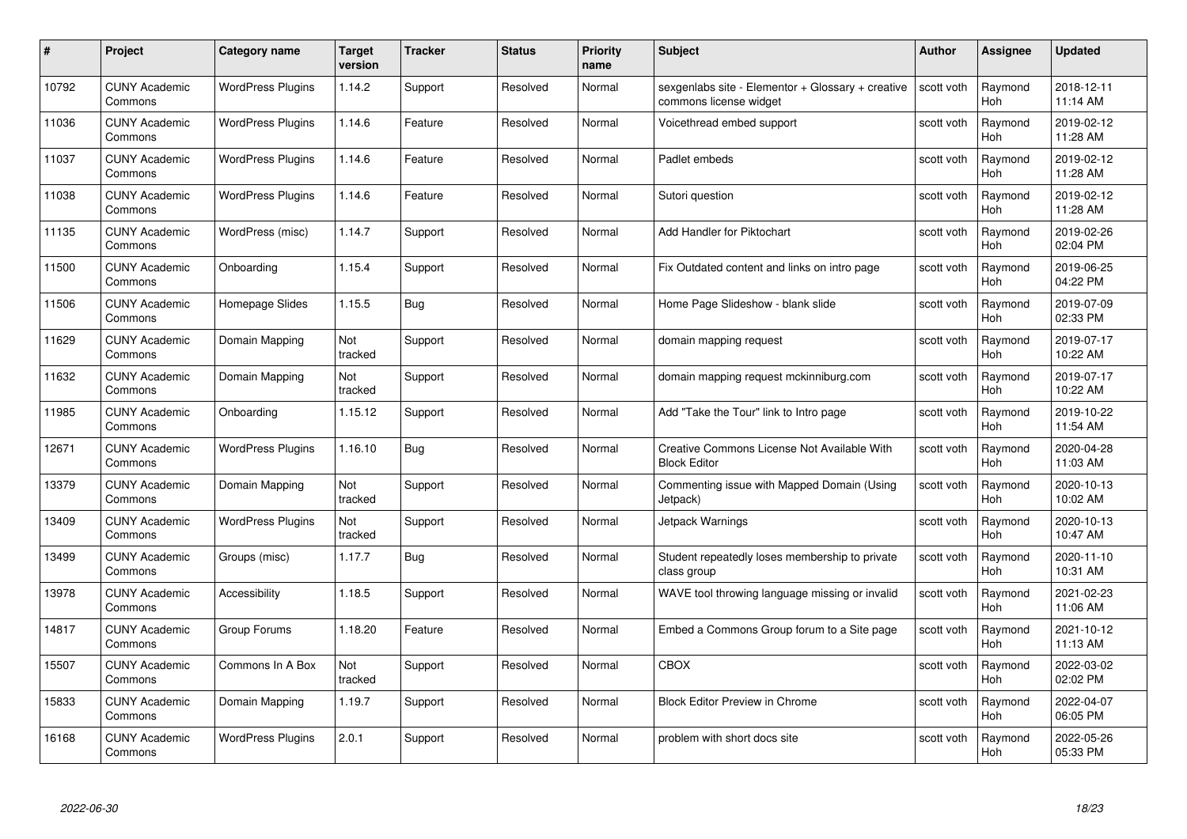| # | Project | Category name | Target version | Tracker | Status | Priority name | Subject | Author | Assignee | Updated |
|---|---|---|---|---|---|---|---|---|---|---|
| 10792 | CUNY Academic Commons | WordPress Plugins | 1.14.2 | Support | Resolved | Normal | sexgenlabs site - Elementor + Glossary + creative commons license widget | scott voth | Raymond Hoh | 2018-12-11 11:14 AM |
| 11036 | CUNY Academic Commons | WordPress Plugins | 1.14.6 | Feature | Resolved | Normal | Voicethread embed support | scott voth | Raymond Hoh | 2019-02-12 11:28 AM |
| 11037 | CUNY Academic Commons | WordPress Plugins | 1.14.6 | Feature | Resolved | Normal | Padlet embeds | scott voth | Raymond Hoh | 2019-02-12 11:28 AM |
| 11038 | CUNY Academic Commons | WordPress Plugins | 1.14.6 | Feature | Resolved | Normal | Sutori question | scott voth | Raymond Hoh | 2019-02-12 11:28 AM |
| 11135 | CUNY Academic Commons | WordPress (misc) | 1.14.7 | Support | Resolved | Normal | Add Handler for Piktochart | scott voth | Raymond Hoh | 2019-02-26 02:04 PM |
| 11500 | CUNY Academic Commons | Onboarding | 1.15.4 | Support | Resolved | Normal | Fix Outdated content and links on intro page | scott voth | Raymond Hoh | 2019-06-25 04:22 PM |
| 11506 | CUNY Academic Commons | Homepage Slides | 1.15.5 | Bug | Resolved | Normal | Home Page Slideshow - blank slide | scott voth | Raymond Hoh | 2019-07-09 02:33 PM |
| 11629 | CUNY Academic Commons | Domain Mapping | Not tracked | Support | Resolved | Normal | domain mapping request | scott voth | Raymond Hoh | 2019-07-17 10:22 AM |
| 11632 | CUNY Academic Commons | Domain Mapping | Not tracked | Support | Resolved | Normal | domain mapping request mckinniburg.com | scott voth | Raymond Hoh | 2019-07-17 10:22 AM |
| 11985 | CUNY Academic Commons | Onboarding | 1.15.12 | Support | Resolved | Normal | Add "Take the Tour" link to Intro page | scott voth | Raymond Hoh | 2019-10-22 11:54 AM |
| 12671 | CUNY Academic Commons | WordPress Plugins | 1.16.10 | Bug | Resolved | Normal | Creative Commons License Not Available With Block Editor | scott voth | Raymond Hoh | 2020-04-28 11:03 AM |
| 13379 | CUNY Academic Commons | Domain Mapping | Not tracked | Support | Resolved | Normal | Commenting issue with Mapped Domain (Using Jetpack) | scott voth | Raymond Hoh | 2020-10-13 10:02 AM |
| 13409 | CUNY Academic Commons | WordPress Plugins | Not tracked | Support | Resolved | Normal | Jetpack Warnings | scott voth | Raymond Hoh | 2020-10-13 10:47 AM |
| 13499 | CUNY Academic Commons | Groups (misc) | 1.17.7 | Bug | Resolved | Normal | Student repeatedly loses membership to private class group | scott voth | Raymond Hoh | 2020-11-10 10:31 AM |
| 13978 | CUNY Academic Commons | Accessibility | 1.18.5 | Support | Resolved | Normal | WAVE tool throwing language missing or invalid | scott voth | Raymond Hoh | 2021-02-23 11:06 AM |
| 14817 | CUNY Academic Commons | Group Forums | 1.18.20 | Feature | Resolved | Normal | Embed a Commons Group forum to a Site page | scott voth | Raymond Hoh | 2021-10-12 11:13 AM |
| 15507 | CUNY Academic Commons | Commons In A Box | Not tracked | Support | Resolved | Normal | CBOX | scott voth | Raymond Hoh | 2022-03-02 02:02 PM |
| 15833 | CUNY Academic Commons | Domain Mapping | 1.19.7 | Support | Resolved | Normal | Block Editor Preview in Chrome | scott voth | Raymond Hoh | 2022-04-07 06:05 PM |
| 16168 | CUNY Academic Commons | WordPress Plugins | 2.0.1 | Support | Resolved | Normal | problem with short docs site | scott voth | Raymond Hoh | 2022-05-26 05:33 PM |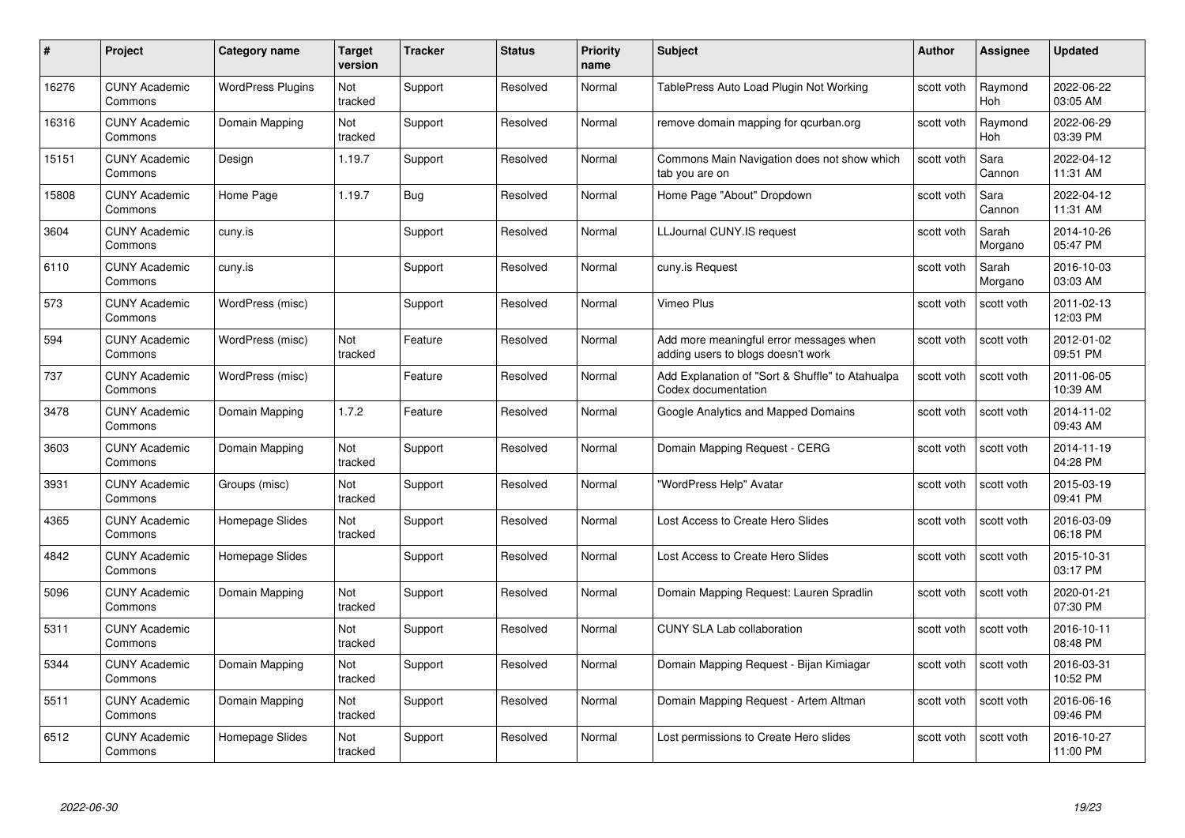| # | Project | Category name | Target version | Tracker | Status | Priority name | Subject | Author | Assignee | Updated |
|---|---|---|---|---|---|---|---|---|---|---|
| 16276 | CUNY Academic Commons | WordPress Plugins | Not tracked | Support | Resolved | Normal | TablePress Auto Load Plugin Not Working | scott voth | Raymond Hoh | 2022-06-22 03:05 AM |
| 16316 | CUNY Academic Commons | Domain Mapping | Not tracked | Support | Resolved | Normal | remove domain mapping for qcurban.org | scott voth | Raymond Hoh | 2022-06-29 03:39 PM |
| 15151 | CUNY Academic Commons | Design | 1.19.7 | Support | Resolved | Normal | Commons Main Navigation does not show which tab you are on | scott voth | Sara Cannon | 2022-04-12 11:31 AM |
| 15808 | CUNY Academic Commons | Home Page | 1.19.7 | Bug | Resolved | Normal | Home Page "About" Dropdown | scott voth | Sara Cannon | 2022-04-12 11:31 AM |
| 3604 | CUNY Academic Commons | cuny.is | | Support | Resolved | Normal | LLJournal CUNY.IS request | scott voth | Sarah Morgano | 2014-10-26 05:47 PM |
| 6110 | CUNY Academic Commons | cuny.is | | Support | Resolved | Normal | cuny.is Request | scott voth | Sarah Morgano | 2016-10-03 03:03 AM |
| 573 | CUNY Academic Commons | WordPress (misc) | | Support | Resolved | Normal | Vimeo Plus | scott voth | scott voth | 2011-02-13 12:03 PM |
| 594 | CUNY Academic Commons | WordPress (misc) | Not tracked | Feature | Resolved | Normal | Add more meaningful error messages when adding users to blogs doesn't work | scott voth | scott voth | 2012-01-02 09:51 PM |
| 737 | CUNY Academic Commons | WordPress (misc) | | Feature | Resolved | Normal | Add Explanation of "Sort & Shuffle" to Atahualpa Codex documentation | scott voth | scott voth | 2011-06-05 10:39 AM |
| 3478 | CUNY Academic Commons | Domain Mapping | 1.7.2 | Feature | Resolved | Normal | Google Analytics and Mapped Domains | scott voth | scott voth | 2014-11-02 09:43 AM |
| 3603 | CUNY Academic Commons | Domain Mapping | Not tracked | Support | Resolved | Normal | Domain Mapping Request - CERG | scott voth | scott voth | 2014-11-19 04:28 PM |
| 3931 | CUNY Academic Commons | Groups (misc) | Not tracked | Support | Resolved | Normal | "WordPress Help" Avatar | scott voth | scott voth | 2015-03-19 09:41 PM |
| 4365 | CUNY Academic Commons | Homepage Slides | Not tracked | Support | Resolved | Normal | Lost Access to Create Hero Slides | scott voth | scott voth | 2016-03-09 06:18 PM |
| 4842 | CUNY Academic Commons | Homepage Slides | | Support | Resolved | Normal | Lost Access to Create Hero Slides | scott voth | scott voth | 2015-10-31 03:17 PM |
| 5096 | CUNY Academic Commons | Domain Mapping | Not tracked | Support | Resolved | Normal | Domain Mapping Request: Lauren Spradlin | scott voth | scott voth | 2020-01-21 07:30 PM |
| 5311 | CUNY Academic Commons | | Not tracked | Support | Resolved | Normal | CUNY SLA Lab collaboration | scott voth | scott voth | 2016-10-11 08:48 PM |
| 5344 | CUNY Academic Commons | Domain Mapping | Not tracked | Support | Resolved | Normal | Domain Mapping Request - Bijan Kimiagar | scott voth | scott voth | 2016-03-31 10:52 PM |
| 5511 | CUNY Academic Commons | Domain Mapping | Not tracked | Support | Resolved | Normal | Domain Mapping Request - Artem Altman | scott voth | scott voth | 2016-06-16 09:46 PM |
| 6512 | CUNY Academic Commons | Homepage Slides | Not tracked | Support | Resolved | Normal | Lost permissions to Create Hero slides | scott voth | scott voth | 2016-10-27 11:00 PM |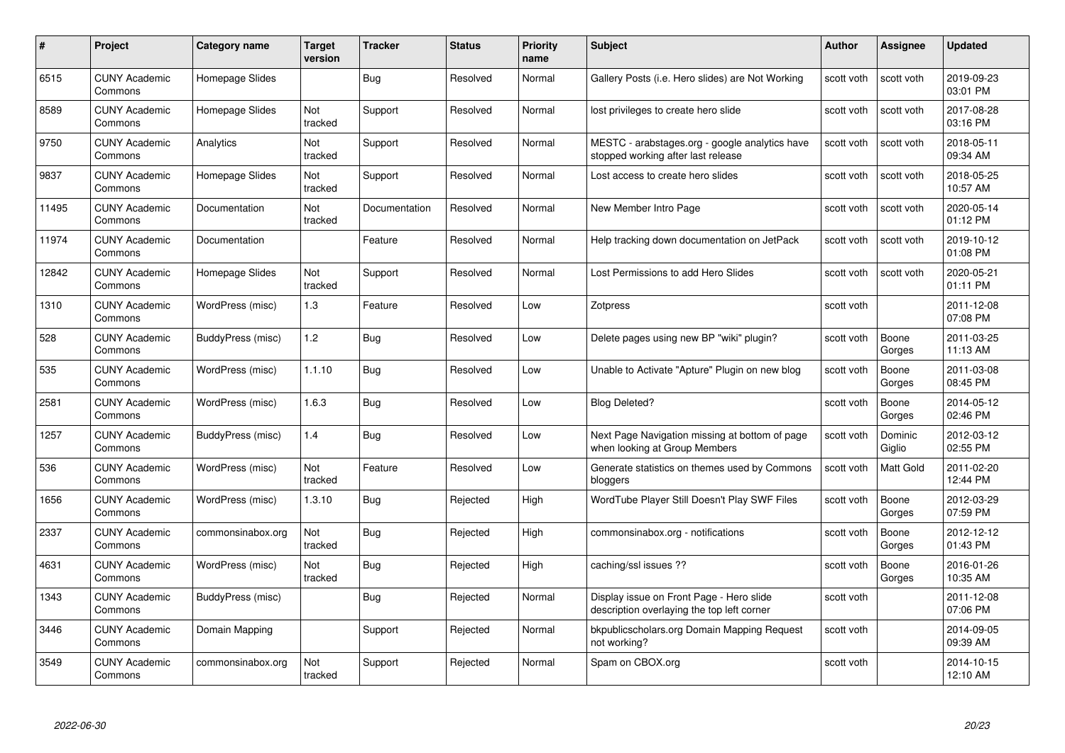| # | Project | Category name | Target version | Tracker | Status | Priority name | Subject | Author | Assignee | Updated |
|---|---|---|---|---|---|---|---|---|---|---|
| 6515 | CUNY Academic Commons | Homepage Slides | | Bug | Resolved | Normal | Gallery Posts (i.e. Hero slides) are Not Working | scott voth | scott voth | 2019-09-23 03:01 PM |
| 8589 | CUNY Academic Commons | Homepage Slides | Not tracked | Support | Resolved | Normal | lost privileges to create hero slide | scott voth | scott voth | 2017-08-28 03:16 PM |
| 9750 | CUNY Academic Commons | Analytics | Not tracked | Support | Resolved | Normal | MESTC - arabstages.org - google analytics have stopped working after last release | scott voth | scott voth | 2018-05-11 09:34 AM |
| 9837 | CUNY Academic Commons | Homepage Slides | Not tracked | Support | Resolved | Normal | Lost access to create hero slides | scott voth | scott voth | 2018-05-25 10:57 AM |
| 11495 | CUNY Academic Commons | Documentation | Not tracked | Documentation | Resolved | Normal | New Member Intro Page | scott voth | scott voth | 2020-05-14 01:12 PM |
| 11974 | CUNY Academic Commons | Documentation | | Feature | Resolved | Normal | Help tracking down documentation on JetPack | scott voth | scott voth | 2019-10-12 01:08 PM |
| 12842 | CUNY Academic Commons | Homepage Slides | Not tracked | Support | Resolved | Normal | Lost Permissions to add Hero Slides | scott voth | scott voth | 2020-05-21 01:11 PM |
| 1310 | CUNY Academic Commons | WordPress (misc) | 1.3 | Feature | Resolved | Low | Zotpress | scott voth | | 2011-12-08 07:08 PM |
| 528 | CUNY Academic Commons | BuddyPress (misc) | 1.2 | Bug | Resolved | Low | Delete pages using new BP "wiki" plugin? | scott voth | Boone Gorges | 2011-03-25 11:13 AM |
| 535 | CUNY Academic Commons | WordPress (misc) | 1.1.10 | Bug | Resolved | Low | Unable to Activate "Apture" Plugin on new blog | scott voth | Boone Gorges | 2011-03-08 08:45 PM |
| 2581 | CUNY Academic Commons | WordPress (misc) | 1.6.3 | Bug | Resolved | Low | Blog Deleted? | scott voth | Boone Gorges | 2014-05-12 02:46 PM |
| 1257 | CUNY Academic Commons | BuddyPress (misc) | 1.4 | Bug | Resolved | Low | Next Page Navigation missing at bottom of page when looking at Group Members | scott voth | Dominic Giglio | 2012-03-12 02:55 PM |
| 536 | CUNY Academic Commons | WordPress (misc) | Not tracked | Feature | Resolved | Low | Generate statistics on themes used by Commons bloggers | scott voth | Matt Gold | 2011-02-20 12:44 PM |
| 1656 | CUNY Academic Commons | WordPress (misc) | 1.3.10 | Bug | Rejected | High | WordTube Player Still Doesn't Play SWF Files | scott voth | Boone Gorges | 2012-03-29 07:59 PM |
| 2337 | CUNY Academic Commons | commonsinabox.org | Not tracked | Bug | Rejected | High | commonsinabox.org - notifications | scott voth | Boone Gorges | 2012-12-12 01:43 PM |
| 4631 | CUNY Academic Commons | WordPress (misc) | Not tracked | Bug | Rejected | High | caching/ssl issues ?? | scott voth | Boone Gorges | 2016-01-26 10:35 AM |
| 1343 | CUNY Academic Commons | BuddyPress (misc) | | Bug | Rejected | Normal | Display issue on Front Page - Hero slide description overlaying the top left corner | scott voth | | 2011-12-08 07:06 PM |
| 3446 | CUNY Academic Commons | Domain Mapping | | Support | Rejected | Normal | bkpublicscholars.org Domain Mapping Request not working? | scott voth | | 2014-09-05 09:39 AM |
| 3549 | CUNY Academic Commons | commonsinabox.org | Not tracked | Support | Rejected | Normal | Spam on CBOX.org | scott voth | | 2014-10-15 12:10 AM |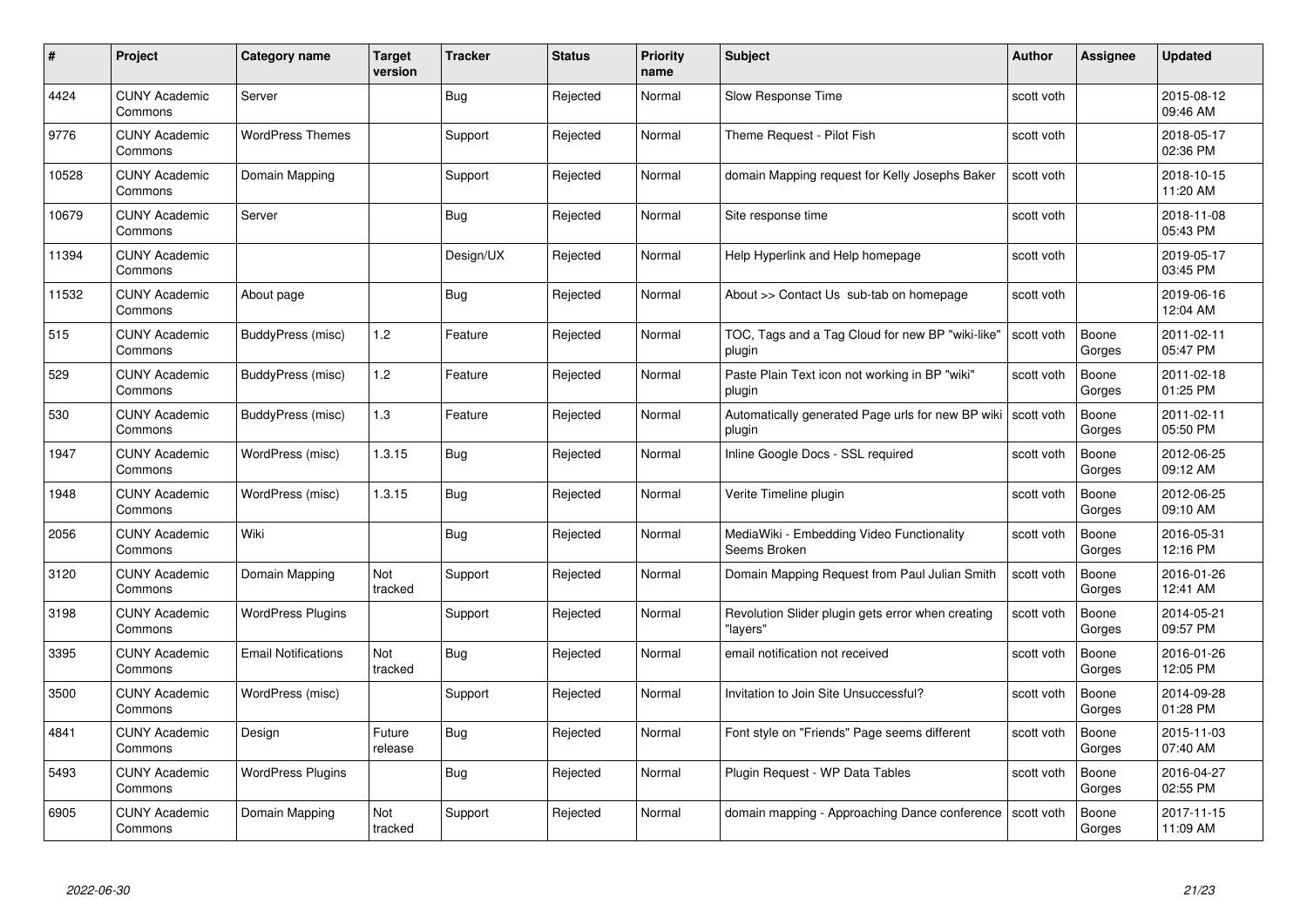| # | Project | Category name | Target version | Tracker | Status | Priority name | Subject | Author | Assignee | Updated |
| --- | --- | --- | --- | --- | --- | --- | --- | --- | --- | --- |
| 4424 | CUNY Academic Commons | Server | | Bug | Rejected | Normal | Slow Response Time | scott voth | | 2015-08-12 09:46 AM |
| 9776 | CUNY Academic Commons | WordPress Themes | | Support | Rejected | Normal | Theme Request - Pilot Fish | scott voth | | 2018-05-17 02:36 PM |
| 10528 | CUNY Academic Commons | Domain Mapping | | Support | Rejected | Normal | domain Mapping request for Kelly Josephs Baker | scott voth | | 2018-10-15 11:20 AM |
| 10679 | CUNY Academic Commons | Server | | Bug | Rejected | Normal | Site response time | scott voth | | 2018-11-08 05:43 PM |
| 11394 | CUNY Academic Commons | | | Design/UX | Rejected | Normal | Help Hyperlink and Help homepage | scott voth | | 2019-05-17 03:45 PM |
| 11532 | CUNY Academic Commons | About page | | Bug | Rejected | Normal | About >> Contact Us sub-tab on homepage | scott voth | | 2019-06-16 12:04 AM |
| 515 | CUNY Academic Commons | BuddyPress (misc) | 1.2 | Feature | Rejected | Normal | TOC, Tags and a Tag Cloud for new BP "wiki-like" plugin | scott voth | Boone Gorges | 2011-02-11 05:47 PM |
| 529 | CUNY Academic Commons | BuddyPress (misc) | 1.2 | Feature | Rejected | Normal | Paste Plain Text icon not working in BP "wiki" plugin | scott voth | Boone Gorges | 2011-02-18 01:25 PM |
| 530 | CUNY Academic Commons | BuddyPress (misc) | 1.3 | Feature | Rejected | Normal | Automatically generated Page urls for new BP wiki plugin | scott voth | Boone Gorges | 2011-02-11 05:50 PM |
| 1947 | CUNY Academic Commons | WordPress (misc) | 1.3.15 | Bug | Rejected | Normal | Inline Google Docs - SSL required | scott voth | Boone Gorges | 2012-06-25 09:12 AM |
| 1948 | CUNY Academic Commons | WordPress (misc) | 1.3.15 | Bug | Rejected | Normal | Verite Timeline plugin | scott voth | Boone Gorges | 2012-06-25 09:10 AM |
| 2056 | CUNY Academic Commons | Wiki | | Bug | Rejected | Normal | MediaWiki - Embedding Video Functionality Seems Broken | scott voth | Boone Gorges | 2016-05-31 12:16 PM |
| 3120 | CUNY Academic Commons | Domain Mapping | Not tracked | Support | Rejected | Normal | Domain Mapping Request from Paul Julian Smith | scott voth | Boone Gorges | 2016-01-26 12:41 AM |
| 3198 | CUNY Academic Commons | WordPress Plugins | | Support | Rejected | Normal | Revolution Slider plugin gets error when creating "layers" | scott voth | Boone Gorges | 2014-05-21 09:57 PM |
| 3395 | CUNY Academic Commons | Email Notifications | Not tracked | Bug | Rejected | Normal | email notification not received | scott voth | Boone Gorges | 2016-01-26 12:05 PM |
| 3500 | CUNY Academic Commons | WordPress (misc) | | Support | Rejected | Normal | Invitation to Join Site Unsuccessful? | scott voth | Boone Gorges | 2014-09-28 01:28 PM |
| 4841 | CUNY Academic Commons | Design | Future release | Bug | Rejected | Normal | Font style on "Friends" Page seems different | scott voth | Boone Gorges | 2015-11-03 07:40 AM |
| 5493 | CUNY Academic Commons | WordPress Plugins | | Bug | Rejected | Normal | Plugin Request - WP Data Tables | scott voth | Boone Gorges | 2016-04-27 02:55 PM |
| 6905 | CUNY Academic Commons | Domain Mapping | Not tracked | Support | Rejected | Normal | domain mapping - Approaching Dance conference | scott voth | Boone Gorges | 2017-11-15 11:09 AM |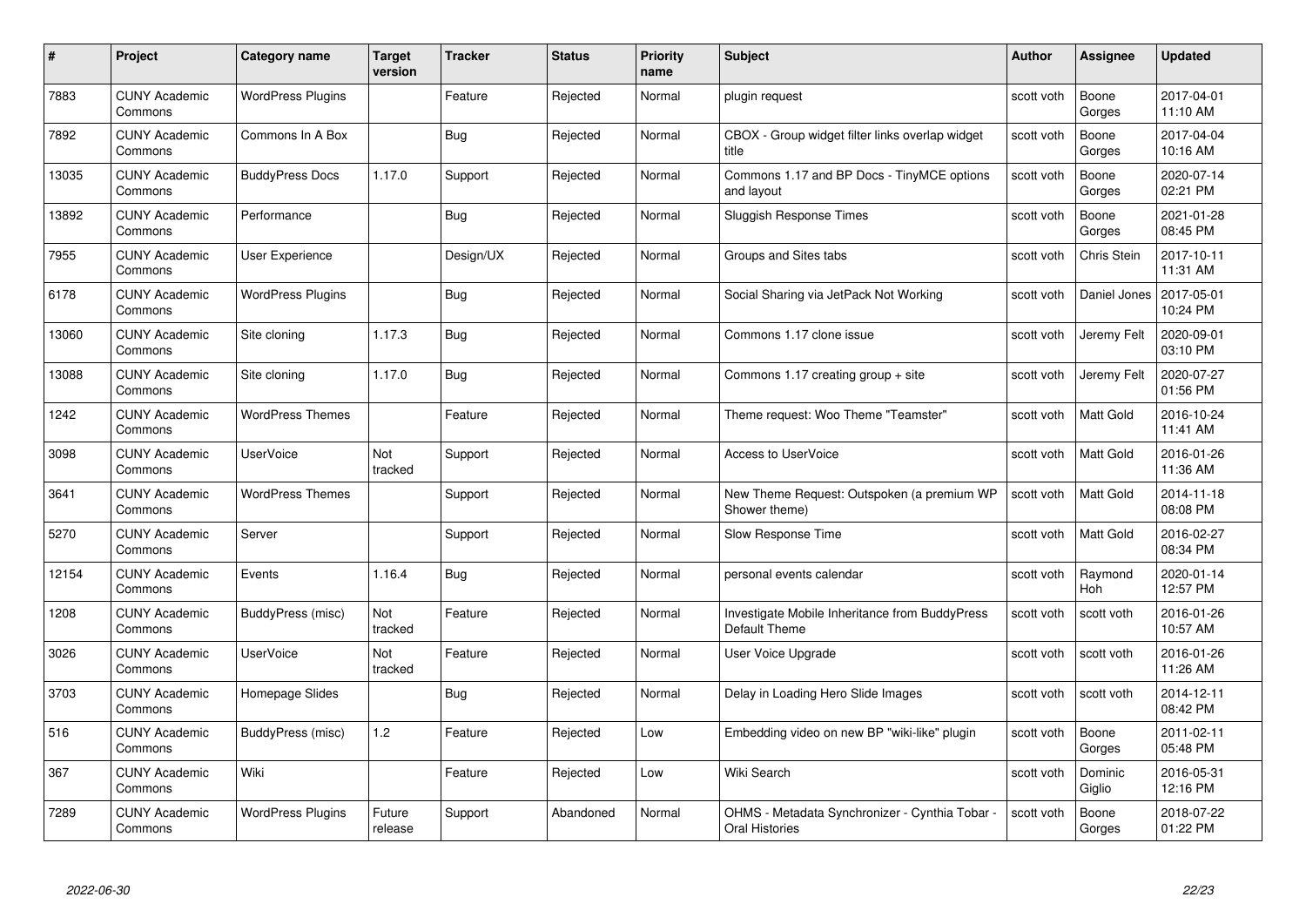| # | Project | Category name | Target version | Tracker | Status | Priority name | Subject | Author | Assignee | Updated |
|---|---|---|---|---|---|---|---|---|---|---|
| 7883 | CUNY Academic Commons | WordPress Plugins | | Feature | Rejected | Normal | plugin request | scott voth | Boone Gorges | 2017-04-01 11:10 AM |
| 7892 | CUNY Academic Commons | Commons In A Box | | Bug | Rejected | Normal | CBOX - Group widget filter links overlap widget title | scott voth | Boone Gorges | 2017-04-04 10:16 AM |
| 13035 | CUNY Academic Commons | BuddyPress Docs | 1.17.0 | Support | Rejected | Normal | Commons 1.17 and BP Docs - TinyMCE options and layout | scott voth | Boone Gorges | 2020-07-14 02:21 PM |
| 13892 | CUNY Academic Commons | Performance | | Bug | Rejected | Normal | Sluggish Response Times | scott voth | Boone Gorges | 2021-01-28 08:45 PM |
| 7955 | CUNY Academic Commons | User Experience | | Design/UX | Rejected | Normal | Groups and Sites tabs | scott voth | Chris Stein | 2017-10-11 11:31 AM |
| 6178 | CUNY Academic Commons | WordPress Plugins | | Bug | Rejected | Normal | Social Sharing via JetPack Not Working | scott voth | Daniel Jones | 2017-05-01 10:24 PM |
| 13060 | CUNY Academic Commons | Site cloning | 1.17.3 | Bug | Rejected | Normal | Commons 1.17 clone issue | scott voth | Jeremy Felt | 2020-09-01 03:10 PM |
| 13088 | CUNY Academic Commons | Site cloning | 1.17.0 | Bug | Rejected | Normal | Commons 1.17 creating group + site | scott voth | Jeremy Felt | 2020-07-27 01:56 PM |
| 1242 | CUNY Academic Commons | WordPress Themes | | Feature | Rejected | Normal | Theme request: Woo Theme "Teamster" | scott voth | Matt Gold | 2016-10-24 11:41 AM |
| 3098 | CUNY Academic Commons | UserVoice | Not tracked | Support | Rejected | Normal | Access to UserVoice | scott voth | Matt Gold | 2016-01-26 11:36 AM |
| 3641 | CUNY Academic Commons | WordPress Themes | | Support | Rejected | Normal | New Theme Request: Outspoken (a premium WP Shower theme) | scott voth | Matt Gold | 2014-11-18 08:08 PM |
| 5270 | CUNY Academic Commons | Server | | Support | Rejected | Normal | Slow Response Time | scott voth | Matt Gold | 2016-02-27 08:34 PM |
| 12154 | CUNY Academic Commons | Events | 1.16.4 | Bug | Rejected | Normal | personal events calendar | scott voth | Raymond Hoh | 2020-01-14 12:57 PM |
| 1208 | CUNY Academic Commons | BuddyPress (misc) | Not tracked | Feature | Rejected | Normal | Investigate Mobile Inheritance from BuddyPress Default Theme | scott voth | scott voth | 2016-01-26 10:57 AM |
| 3026 | CUNY Academic Commons | UserVoice | Not tracked | Feature | Rejected | Normal | User Voice Upgrade | scott voth | scott voth | 2016-01-26 11:26 AM |
| 3703 | CUNY Academic Commons | Homepage Slides | | Bug | Rejected | Normal | Delay in Loading Hero Slide Images | scott voth | scott voth | 2014-12-11 08:42 PM |
| 516 | CUNY Academic Commons | BuddyPress (misc) | 1.2 | Feature | Rejected | Low | Embedding video on new BP "wiki-like" plugin | scott voth | Boone Gorges | 2011-02-11 05:48 PM |
| 367 | CUNY Academic Commons | Wiki | | Feature | Rejected | Low | Wiki Search | scott voth | Dominic Giglio | 2016-05-31 12:16 PM |
| 7289 | CUNY Academic Commons | WordPress Plugins | Future release | Support | Abandoned | Normal | OHMS - Metadata Synchronizer - Cynthia Tobar - Oral Histories | scott voth | Boone Gorges | 2018-07-22 01:22 PM |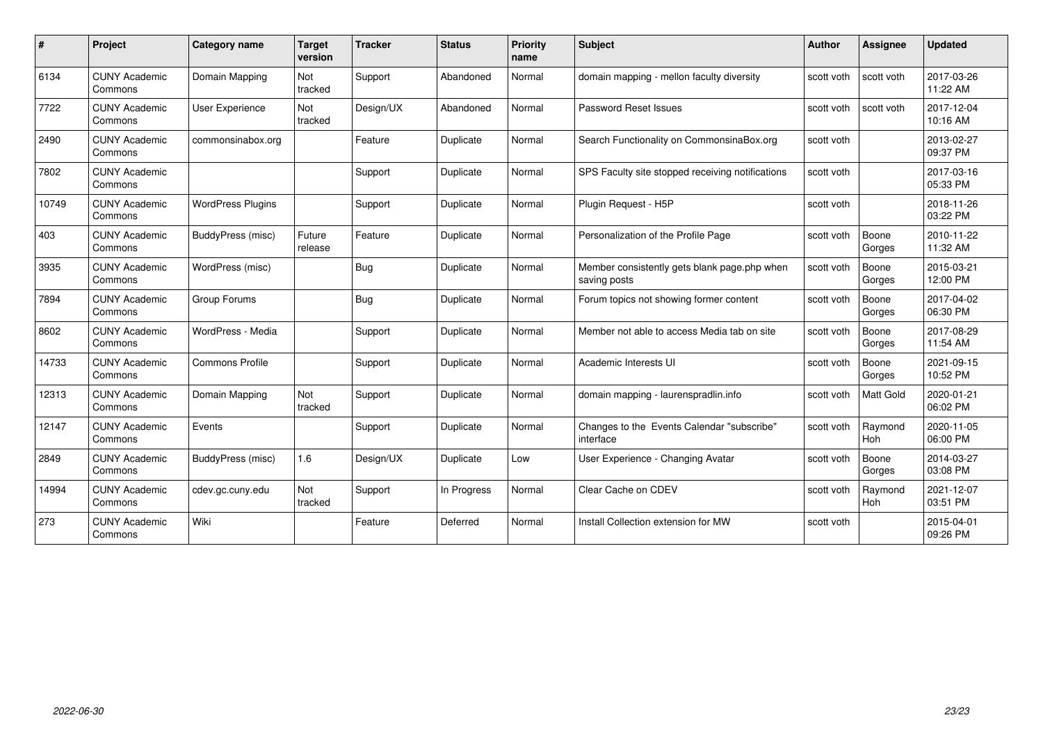| # | Project | Category name | Target version | Tracker | Status | Priority name | Subject | Author | Assignee | Updated |
|---|---|---|---|---|---|---|---|---|---|---|
| 6134 | CUNY Academic Commons | Domain Mapping | Not tracked | Support | Abandoned | Normal | domain mapping - mellon faculty diversity | scott voth | scott voth | 2017-03-26 11:22 AM |
| 7722 | CUNY Academic Commons | User Experience | Not tracked | Design/UX | Abandoned | Normal | Password Reset Issues | scott voth | scott voth | 2017-12-04 10:16 AM |
| 2490 | CUNY Academic Commons | commonsinabox.org | | Feature | Duplicate | Normal | Search Functionality on CommonsinaBox.org | scott voth | | 2013-02-27 09:37 PM |
| 7802 | CUNY Academic Commons | | | Support | Duplicate | Normal | SPS Faculty site stopped receiving notifications | scott voth | | 2017-03-16 05:33 PM |
| 10749 | CUNY Academic Commons | WordPress Plugins | | Support | Duplicate | Normal | Plugin Request - H5P | scott voth | | 2018-11-26 03:22 PM |
| 403 | CUNY Academic Commons | BuddyPress (misc) | Future release | Feature | Duplicate | Normal | Personalization of the Profile Page | scott voth | Boone Gorges | 2010-11-22 11:32 AM |
| 3935 | CUNY Academic Commons | WordPress (misc) | | Bug | Duplicate | Normal | Member consistently gets blank page.php when saving posts | scott voth | Boone Gorges | 2015-03-21 12:00 PM |
| 7894 | CUNY Academic Commons | Group Forums | | Bug | Duplicate | Normal | Forum topics not showing former content | scott voth | Boone Gorges | 2017-04-02 06:30 PM |
| 8602 | CUNY Academic Commons | WordPress - Media | | Support | Duplicate | Normal | Member not able to access Media tab on site | scott voth | Boone Gorges | 2017-08-29 11:54 AM |
| 14733 | CUNY Academic Commons | Commons Profile | | Support | Duplicate | Normal | Academic Interests UI | scott voth | Boone Gorges | 2021-09-15 10:52 PM |
| 12313 | CUNY Academic Commons | Domain Mapping | Not tracked | Support | Duplicate | Normal | domain mapping - laurenspradlin.info | scott voth | Matt Gold | 2020-01-21 06:02 PM |
| 12147 | CUNY Academic Commons | Events | | Support | Duplicate | Normal | Changes to the Events Calendar "subscribe" interface | scott voth | Raymond Hoh | 2020-11-05 06:00 PM |
| 2849 | CUNY Academic Commons | BuddyPress (misc) | 1.6 | Design/UX | Duplicate | Low | User Experience - Changing Avatar | scott voth | Boone Gorges | 2014-03-27 03:08 PM |
| 14994 | CUNY Academic Commons | cdev.gc.cuny.edu | Not tracked | Support | In Progress | Normal | Clear Cache on CDEV | scott voth | Raymond Hoh | 2021-12-07 03:51 PM |
| 273 | CUNY Academic Commons | Wiki | | Feature | Deferred | Normal | Install Collection extension for MW | scott voth | | 2015-04-01 09:26 PM |